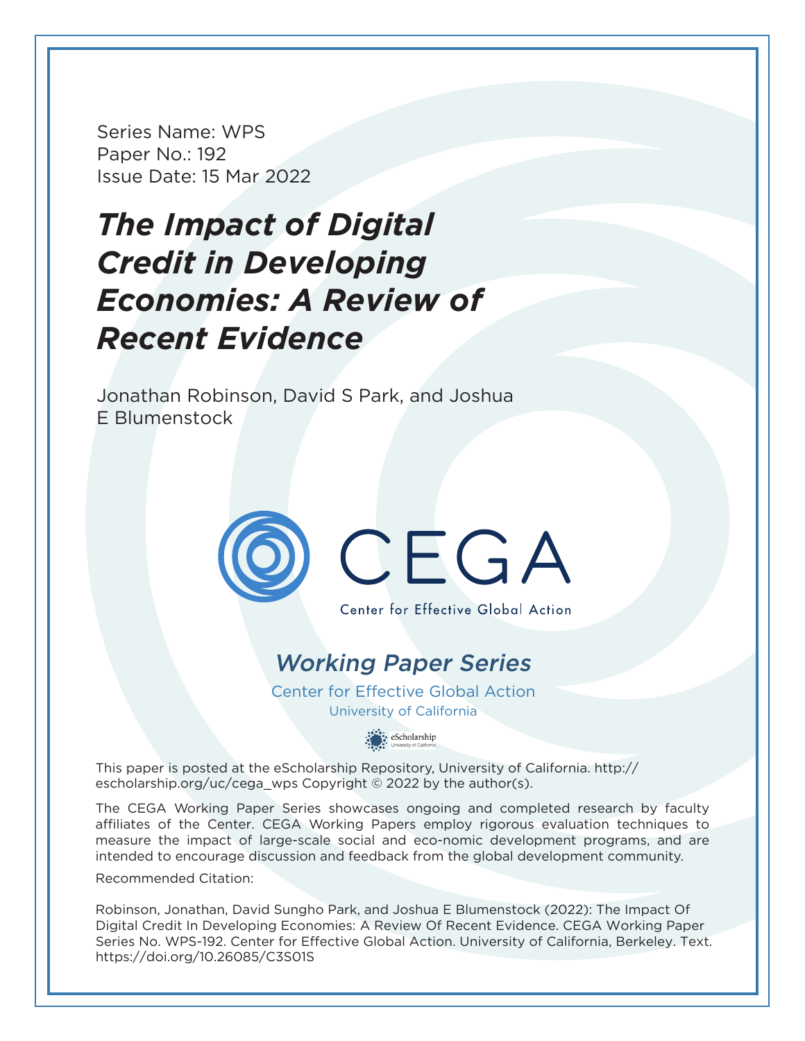Series Name: WPS
Paper No.: 192
Issue Date: 15 Mar 2022

# *The Impact of Digital Credit in Developing Economies: A Review of Recent Evidence*

Jonathan Robinson, David S Park, and Joshua E Blumenstock

CEGA

Center for Effective Global Action

## *Working Paper Series*

Center for Effective Global Action
University of California

eScholarship
University of California

This paper is posted at the eScholarship Repository, University of California. http://escholarship.org/uc/cega_wps Copyright © 2022 by the author(s).

The CEGA Working Paper Series showcases ongoing and completed research by faculty affiliates of the Center. CEGA Working Papers employ rigorous evaluation techniques to measure the impact of large-scale social and eco-nomic development programs, and are intended to encourage discussion and feedback from the global development community.

Recommended Citation:

Robinson, Jonathan, David Sungho Park, and Joshua E Blumenstock (2022): The Impact Of Digital Credit In Developing Economies: A Review Of Recent Evidence. CEGA Working Paper Series No. WPS-192. Center for Effective Global Action. University of California, Berkeley. Text. https://doi.org/10.26085/C3S01S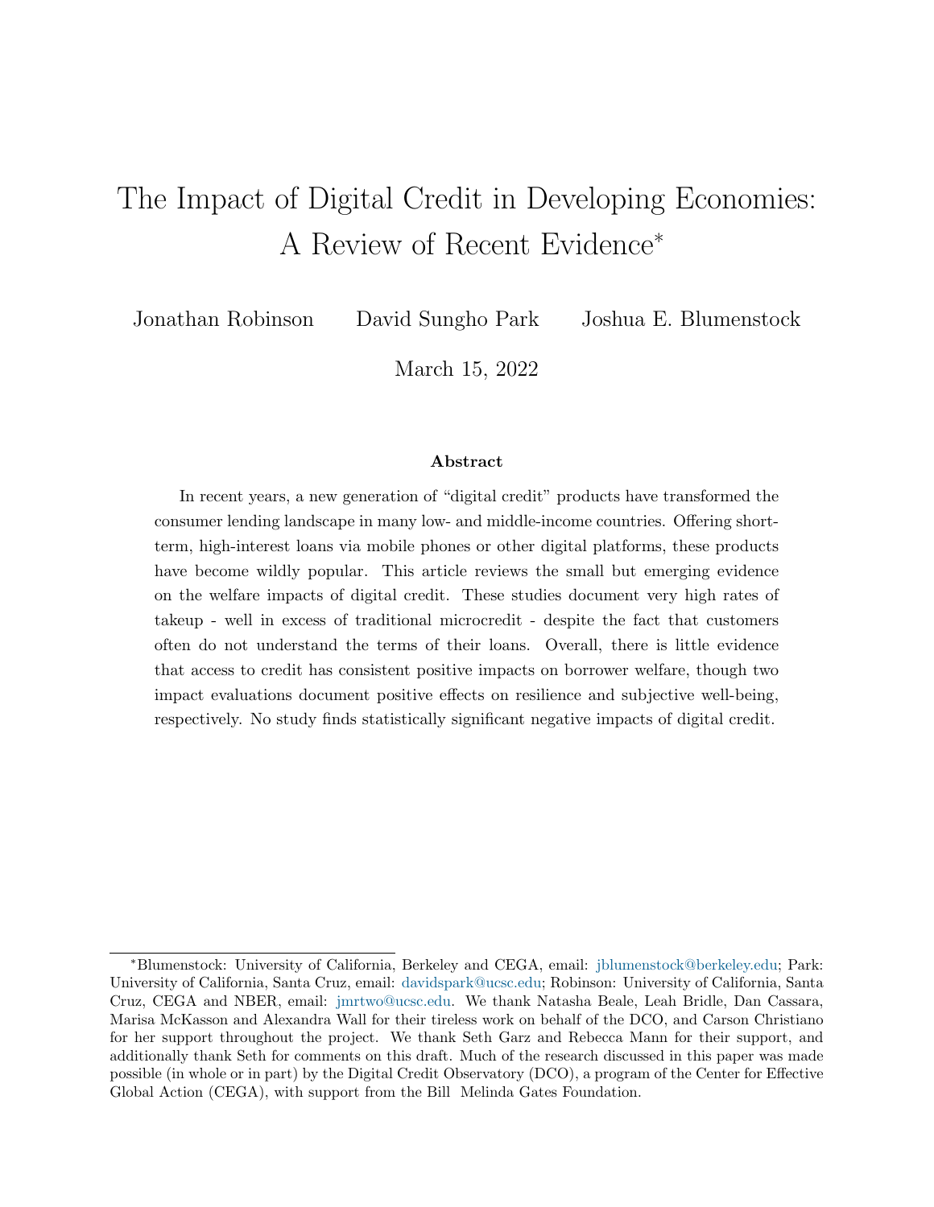# The Impact of Digital Credit in Developing Economies: A Review of Recent Evidence*

Jonathan Robinson David Sungho Park Joshua E. Blumenstock

March 15, 2022

### Abstract

In recent years, a new generation of "digital credit" products have transformed the consumer lending landscape in many low- and middle-income countries. Offering short-term, high-interest loans via mobile phones or other digital platforms, these products have become wildly popular. This article reviews the small but emerging evidence on the welfare impacts of digital credit. These studies document very high rates of takeup - well in excess of traditional microcredit - despite the fact that customers often do not understand the terms of their loans. Overall, there is little evidence that access to credit has consistent positive impacts on borrower welfare, though two impact evaluations document positive effects on resilience and subjective well-being, respectively. No study finds statistically significant negative impacts of digital credit.

---

*Blumenstock: University of California, Berkeley and CEGA, email: jblumenstock@berkeley.edu; Park: University of California, Santa Cruz, email: davidspark@ucsc.edu; Robinson: University of California, Santa Cruz, CEGA and NBER, email: jmrtwo@ucsc.edu. We thank Natasha Beale, Leah Bridle, Dan Cassara, Marisa McKasson and Alexandra Wall for their tireless work on behalf of the DCO, and Carson Christiano for her support throughout the project. We thank Seth Garz and Rebecca Mann for their support, and additionally thank Seth for comments on this draft. Much of the research discussed in this paper was made possible (in whole or in part) by the Digital Credit Observatory (DCO), a program of the Center for Effective Global Action (CEGA), with support from the Bill Melinda Gates Foundation.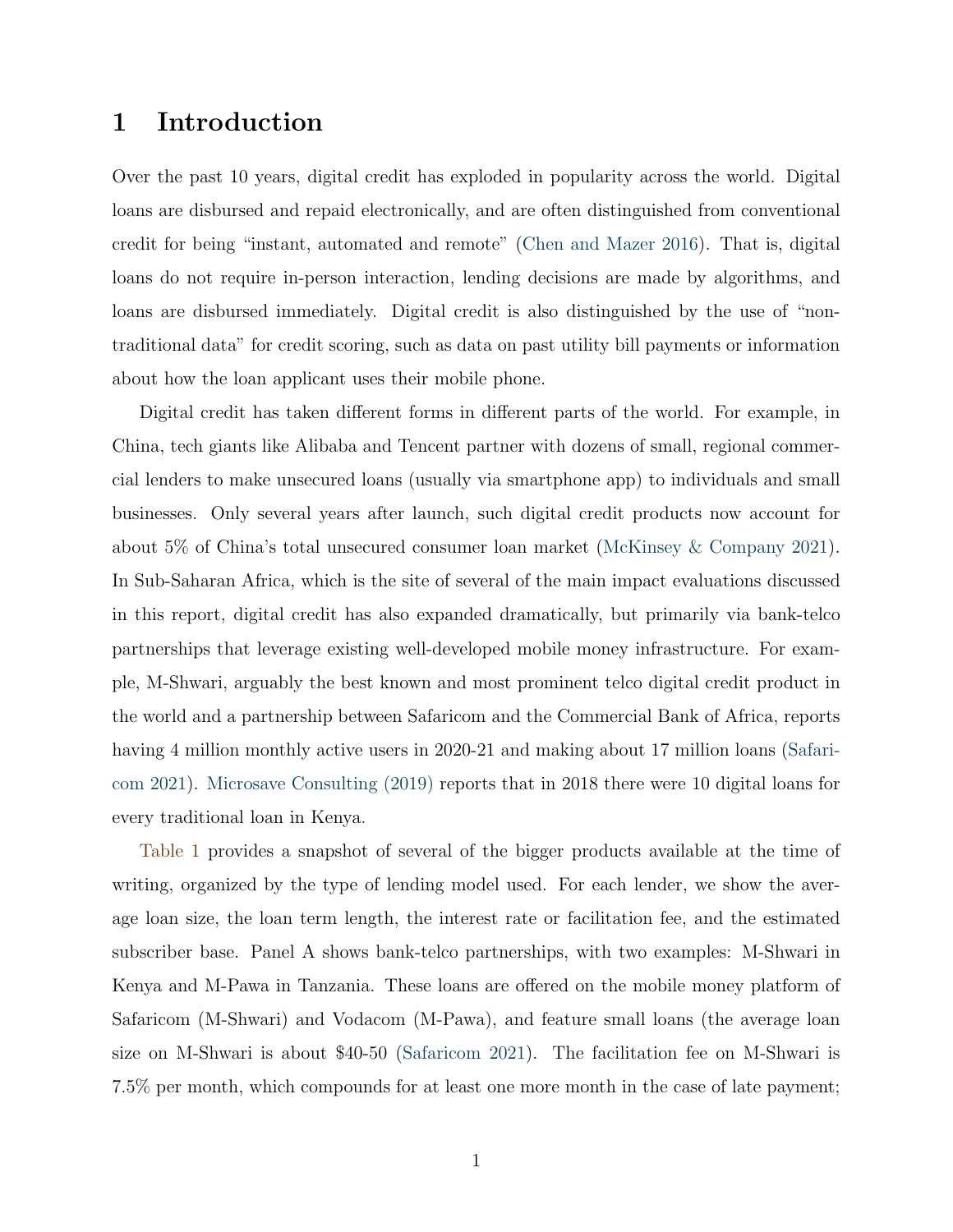# 1 Introduction

Over the past 10 years, digital credit has exploded in popularity across the world. Digital loans are disbursed and repaid electronically, and are often distinguished from conventional credit for being "instant, automated and remote" (Chen and Mazer 2016). That is, digital loans do not require in-person interaction, lending decisions are made by algorithms, and loans are disbursed immediately. Digital credit is also distinguished by the use of "non-traditional data" for credit scoring, such as data on past utility bill payments or information about how the loan applicant uses their mobile phone.

Digital credit has taken different forms in different parts of the world. For example, in China, tech giants like Alibaba and Tencent partner with dozens of small, regional commercial lenders to make unsecured loans (usually via smartphone app) to individuals and small businesses. Only several years after launch, such digital credit products now account for about 5% of China's total unsecured consumer loan market (McKinsey & Company 2021). In Sub-Saharan Africa, which is the site of several of the main impact evaluations discussed in this report, digital credit has also expanded dramatically, but primarily via bank-telco partnerships that leverage existing well-developed mobile money infrastructure. For example, M-Shwari, arguably the best known and most prominent telco digital credit product in the world and a partnership between Safaricom and the Commercial Bank of Africa, reports having 4 million monthly active users in 2020-21 and making about 17 million loans (Safaricom 2021). Microsave Consulting (2019) reports that in 2018 there were 10 digital loans for every traditional loan in Kenya.

Table 1 provides a snapshot of several of the bigger products available at the time of writing, organized by the type of lending model used. For each lender, we show the average loan size, the loan term length, the interest rate or facilitation fee, and the estimated subscriber base. Panel A shows bank-telco partnerships, with two examples: M-Shwari in Kenya and M-Pawa in Tanzania. These loans are offered on the mobile money platform of Safaricom (M-Shwari) and Vodacom (M-Pawa), and feature small loans (the average loan size on M-Shwari is about $40-50 (Safaricom 2021). The facilitation fee on M-Shwari is 7.5% per month, which compounds for at least one more month in the case of late payment;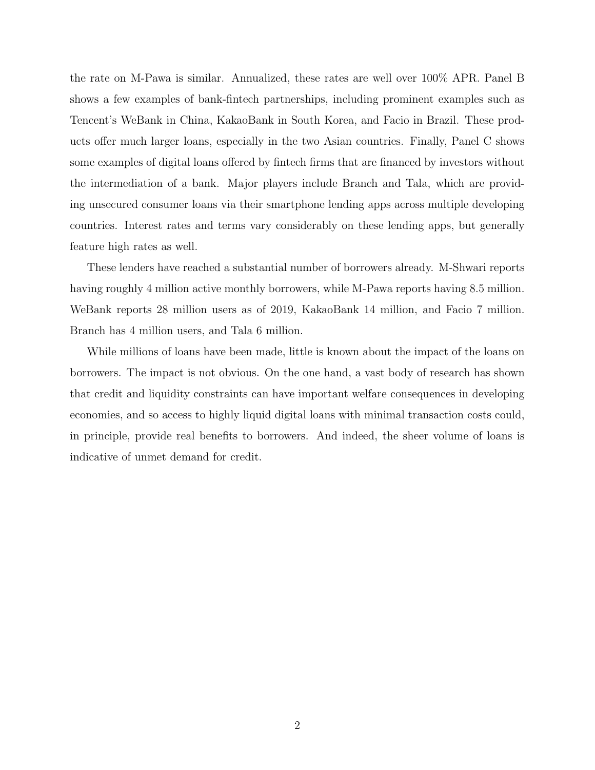the rate on M-Pawa is similar. Annualized, these rates are well over 100% APR. Panel B shows a few examples of bank-fintech partnerships, including prominent examples such as Tencent's WeBank in China, KakaoBank in South Korea, and Facio in Brazil. These products offer much larger loans, especially in the two Asian countries. Finally, Panel C shows some examples of digital loans offered by fintech firms that are financed by investors without the intermediation of a bank. Major players include Branch and Tala, which are providing unsecured consumer loans via their smartphone lending apps across multiple developing countries. Interest rates and terms vary considerably on these lending apps, but generally feature high rates as well.

These lenders have reached a substantial number of borrowers already. M-Shwari reports having roughly 4 million active monthly borrowers, while M-Pawa reports having 8.5 million. WeBank reports 28 million users as of 2019, KakaoBank 14 million, and Facio 7 million. Branch has 4 million users, and Tala 6 million.

While millions of loans have been made, little is known about the impact of the loans on borrowers. The impact is not obvious. On the one hand, a vast body of research has shown that credit and liquidity constraints can have important welfare consequences in developing economies, and so access to highly liquid digital loans with minimal transaction costs could, in principle, provide real benefits to borrowers. And indeed, the sheer volume of loans is indicative of unmet demand for credit.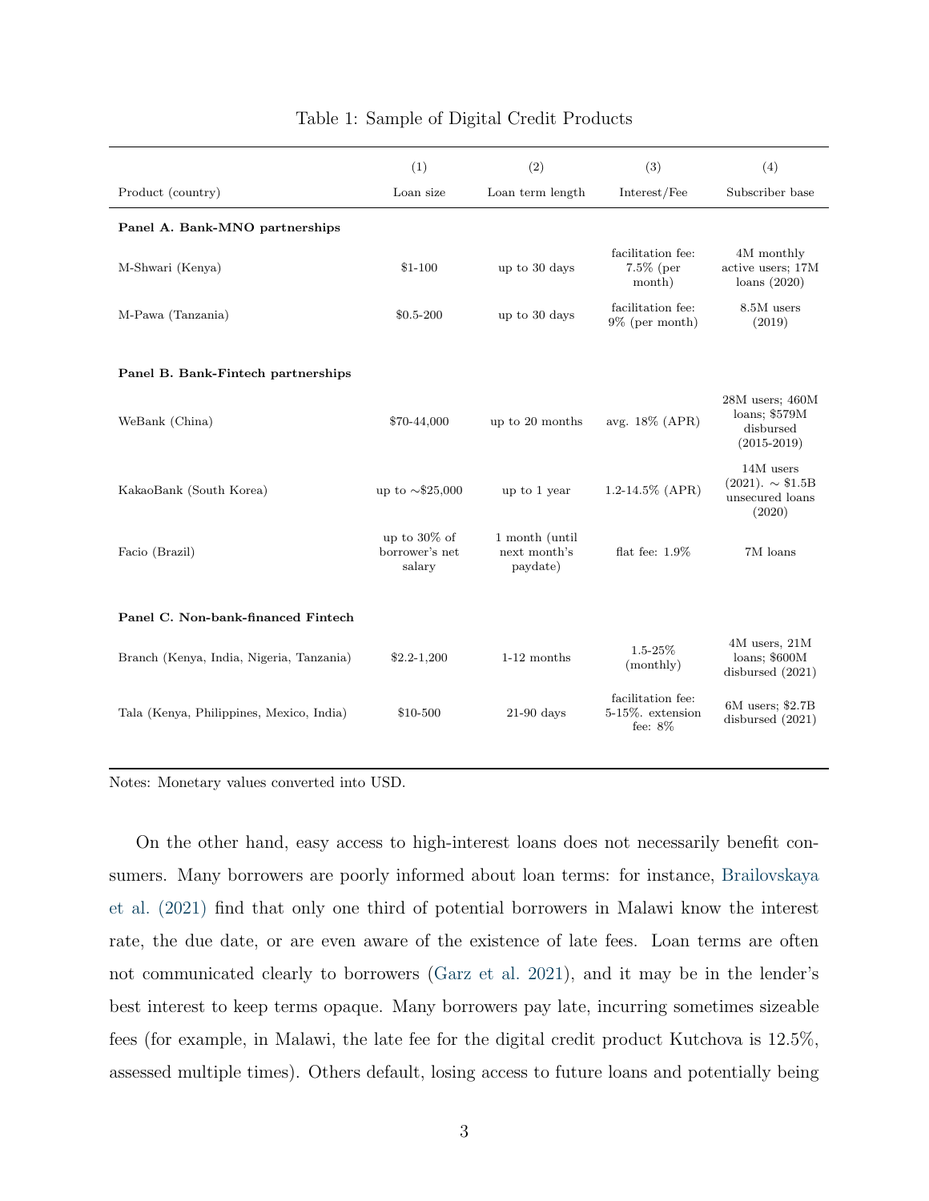Table 1: Sample of Digital Credit Products

| | (1) | (2) | (3) | (4) |
|---|---|---|---|---|
| Product (country) | Loan size | Loan term length | Interest/Fee | Subscriber base |
| **Panel A. Bank-MNO partnerships** | | | | |
| M-Shwari (Kenya) | $1-100 | up to 30 days | facilitation fee: 7.5% (per month) | 4M monthly active users; 17M loans (2020) |
| M-Pawa (Tanzania) | $0.5-200 | up to 30 days | facilitation fee: 9% (per month) | 8.5M users (2019) |
| **Panel B. Bank-Fintech partnerships** | | | | |
| WeBank (China) | $70-44,000 | up to 20 months | avg. 18% (APR) | 28M users; 460M loans; $579M disbursed (2015-2019) |
| KakaoBank (South Korea) | up to ∼$25,000 | up to 1 year | 1.2-14.5% (APR) | 14M users (2021). ∼ $1.5B unsecured loans (2020) |
| Facio (Brazil) | up to 30% of borrower's net salary | 1 month (until next month's paydate) | flat fee: 1.9% | 7M loans |
| **Panel C. Non-bank-financed Fintech** | | | | |
| Branch (Kenya, India, Nigeria, Tanzania) | $2.2-1,200 | 1-12 months | 1.5-25% (monthly) | 4M users, 21M loans; $600M disbursed (2021) |
| Tala (Kenya, Philippines, Mexico, India) | $10-500 | 21-90 days | facilitation fee: 5-15%. extension fee: 8% | 6M users; $2.7B disbursed (2021) |

Notes: Monetary values converted into USD.

On the other hand, easy access to high-interest loans does not necessarily benefit consumers. Many borrowers are poorly informed about loan terms: for instance, Brailovskaya et al. (2021) find that only one third of potential borrowers in Malawi know the interest rate, the due date, or are even aware of the existence of late fees. Loan terms are often not communicated clearly to borrowers (Garz et al. 2021), and it may be in the lender's best interest to keep terms opaque. Many borrowers pay late, incurring sometimes sizeable fees (for example, in Malawi, the late fee for the digital credit product Kutchova is 12.5%, assessed multiple times). Others default, losing access to future loans and potentially being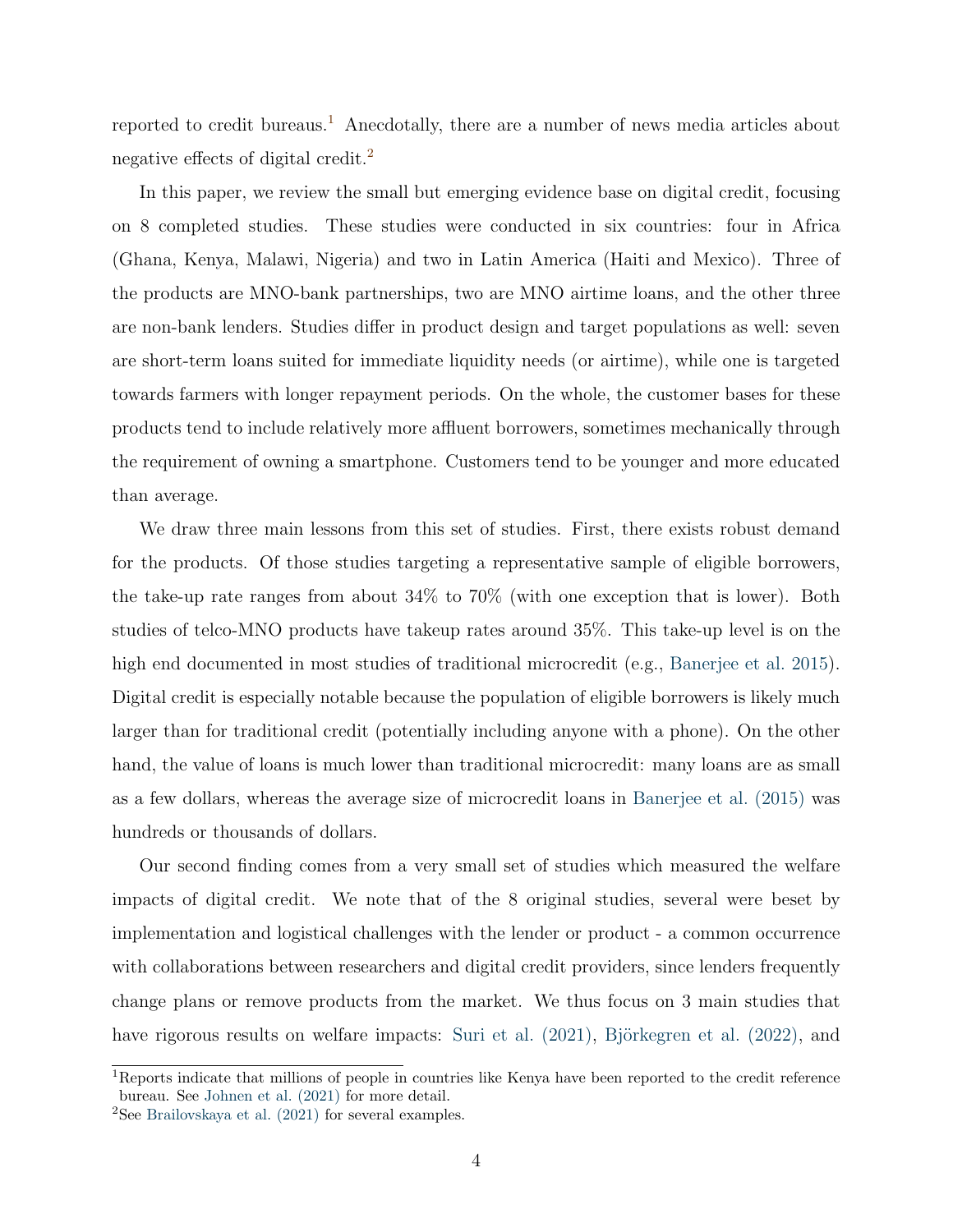reported to credit bureaus.[1] Anecdotally, there are a number of news media articles about negative effects of digital credit.[2]

In this paper, we review the small but emerging evidence base on digital credit, focusing on 8 completed studies. These studies were conducted in six countries: four in Africa (Ghana, Kenya, Malawi, Nigeria) and two in Latin America (Haiti and Mexico). Three of the products are MNO-bank partnerships, two are MNO airtime loans, and the other three are non-bank lenders. Studies differ in product design and target populations as well: seven are short-term loans suited for immediate liquidity needs (or airtime), while one is targeted towards farmers with longer repayment periods. On the whole, the customer bases for these products tend to include relatively more affluent borrowers, sometimes mechanically through the requirement of owning a smartphone. Customers tend to be younger and more educated than average.

We draw three main lessons from this set of studies. First, there exists robust demand for the products. Of those studies targeting a representative sample of eligible borrowers, the take-up rate ranges from about 34% to 70% (with one exception that is lower). Both studies of telco-MNO products have takeup rates around 35%. This take-up level is on the high end documented in most studies of traditional microcredit (e.g., Banerjee et al. 2015). Digital credit is especially notable because the population of eligible borrowers is likely much larger than for traditional credit (potentially including anyone with a phone). On the other hand, the value of loans is much lower than traditional microcredit: many loans are as small as a few dollars, whereas the average size of microcredit loans in Banerjee et al. (2015) was hundreds or thousands of dollars.

Our second finding comes from a very small set of studies which measured the welfare impacts of digital credit. We note that of the 8 original studies, several were beset by implementation and logistical challenges with the lender or product - a common occurrence with collaborations between researchers and digital credit providers, since lenders frequently change plans or remove products from the market. We thus focus on 3 main studies that have rigorous results on welfare impacts: Suri et al. (2021), Björkegren et al. (2022), and

[1] Reports indicate that millions of people in countries like Kenya have been reported to the credit reference bureau. See Johnen et al. (2021) for more detail.

[2] See Brailovskaya et al. (2021) for several examples.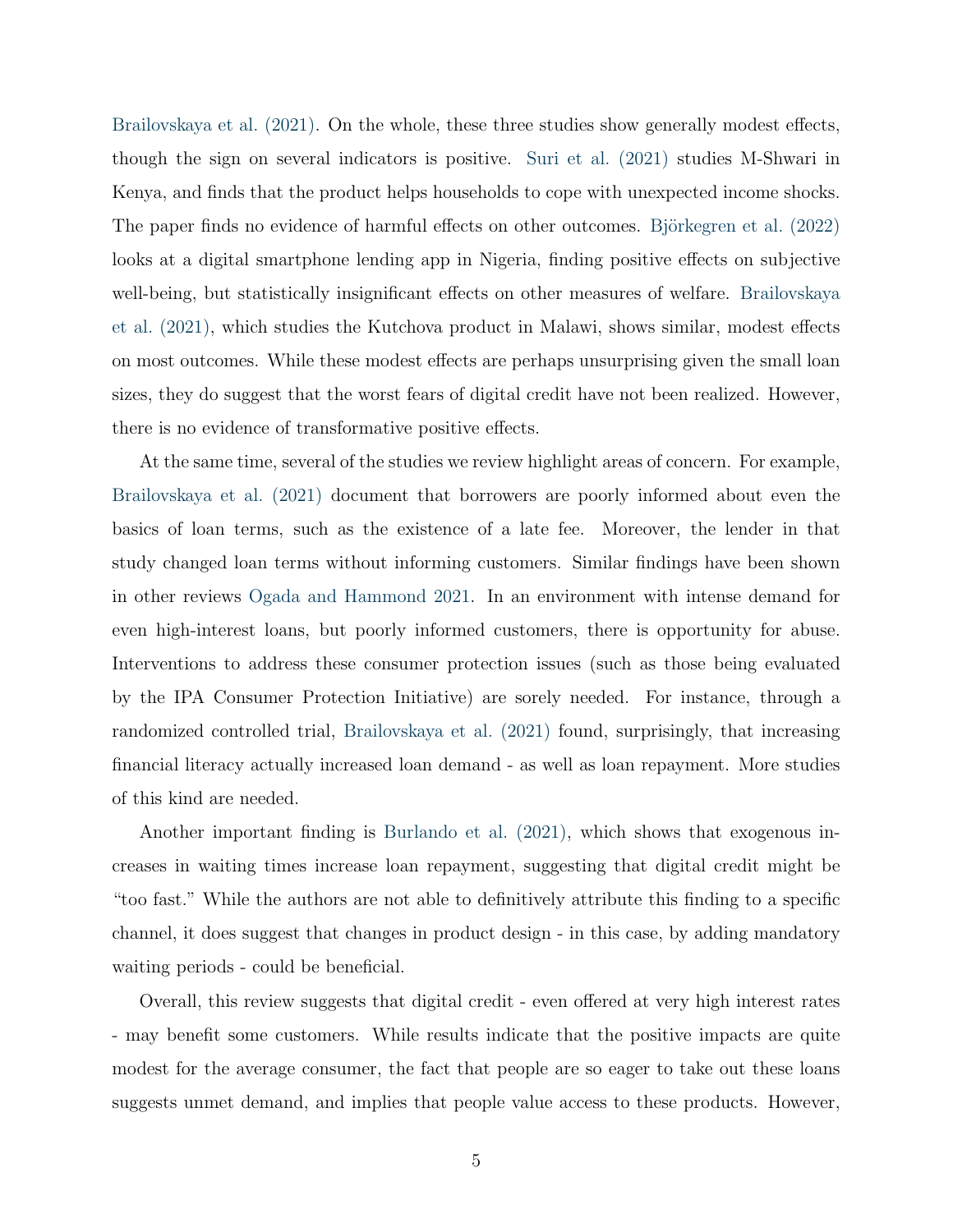Brailovskaya et al. (2021). On the whole, these three studies show generally modest effects, though the sign on several indicators is positive. Suri et al. (2021) studies M-Shwari in Kenya, and finds that the product helps households to cope with unexpected income shocks. The paper finds no evidence of harmful effects on other outcomes. Björkegren et al. (2022) looks at a digital smartphone lending app in Nigeria, finding positive effects on subjective well-being, but statistically insignificant effects on other measures of welfare. Brailovskaya et al. (2021), which studies the Kutchova product in Malawi, shows similar, modest effects on most outcomes. While these modest effects are perhaps unsurprising given the small loan sizes, they do suggest that the worst fears of digital credit have not been realized. However, there is no evidence of transformative positive effects.

At the same time, several of the studies we review highlight areas of concern. For example, Brailovskaya et al. (2021) document that borrowers are poorly informed about even the basics of loan terms, such as the existence of a late fee. Moreover, the lender in that study changed loan terms without informing customers. Similar findings have been shown in other reviews Ogada and Hammond 2021. In an environment with intense demand for even high-interest loans, but poorly informed customers, there is opportunity for abuse. Interventions to address these consumer protection issues (such as those being evaluated by the IPA Consumer Protection Initiative) are sorely needed. For instance, through a randomized controlled trial, Brailovskaya et al. (2021) found, surprisingly, that increasing financial literacy actually increased loan demand - as well as loan repayment. More studies of this kind are needed.

Another important finding is Burlando et al. (2021), which shows that exogenous increases in waiting times increase loan repayment, suggesting that digital credit might be "too fast." While the authors are not able to definitively attribute this finding to a specific channel, it does suggest that changes in product design - in this case, by adding mandatory waiting periods - could be beneficial.

Overall, this review suggests that digital credit - even offered at very high interest rates - may benefit some customers. While results indicate that the positive impacts are quite modest for the average consumer, the fact that people are so eager to take out these loans suggests unmet demand, and implies that people value access to these products. However,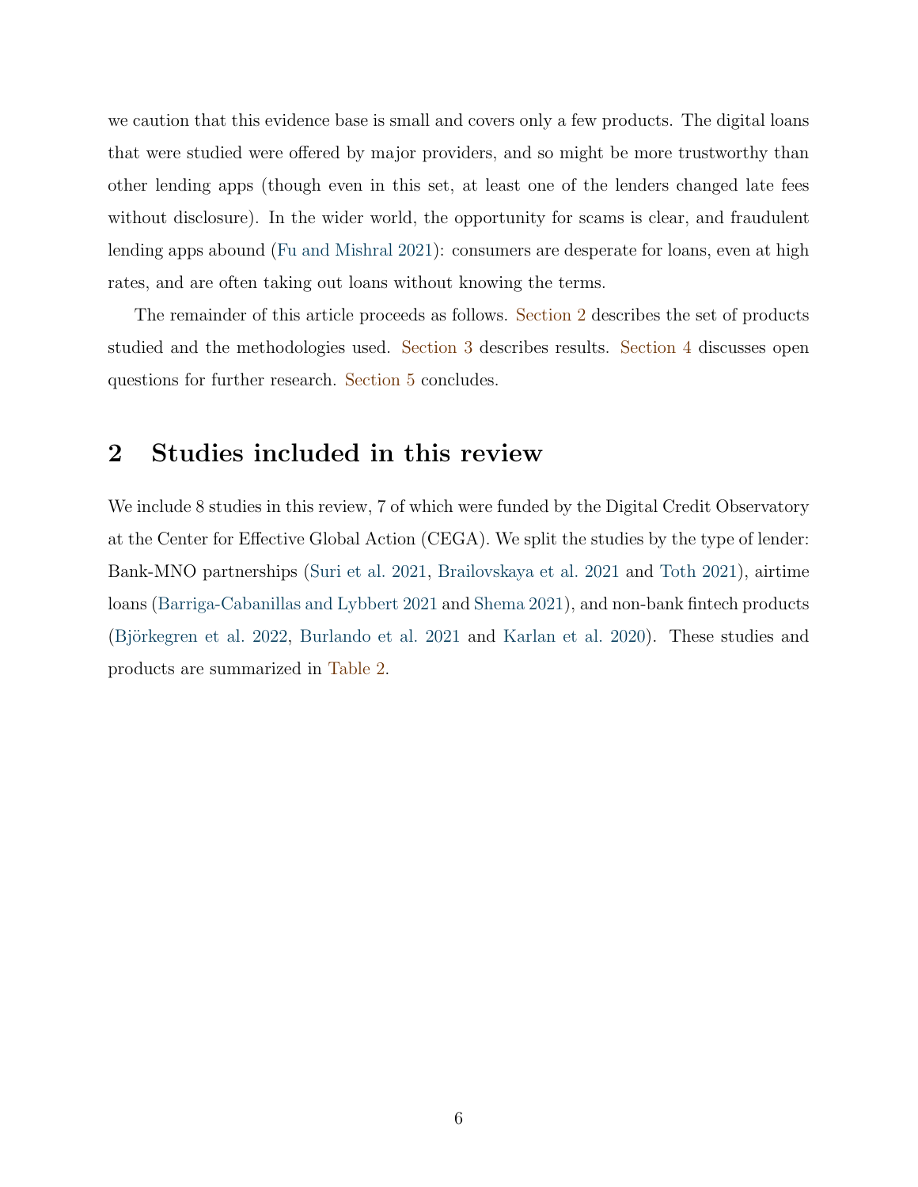we caution that this evidence base is small and covers only a few products. The digital loans that were studied were offered by major providers, and so might be more trustworthy than other lending apps (though even in this set, at least one of the lenders changed late fees without disclosure). In the wider world, the opportunity for scams is clear, and fraudulent lending apps abound (Fu and Mishral 2021): consumers are desperate for loans, even at high rates, and are often taking out loans without knowing the terms.

The remainder of this article proceeds as follows. Section 2 describes the set of products studied and the methodologies used. Section 3 describes results. Section 4 discusses open questions for further research. Section 5 concludes.

## 2 Studies included in this review

We include 8 studies in this review, 7 of which were funded by the Digital Credit Observatory at the Center for Effective Global Action (CEGA). We split the studies by the type of lender: Bank-MNO partnerships (Suri et al. 2021, Brailovskaya et al. 2021 and Toth 2021), airtime loans (Barriga-Cabanillas and Lybbert 2021 and Shema 2021), and non-bank fintech products (Björkegren et al. 2022, Burlando et al. 2021 and Karlan et al. 2020). These studies and products are summarized in Table 2.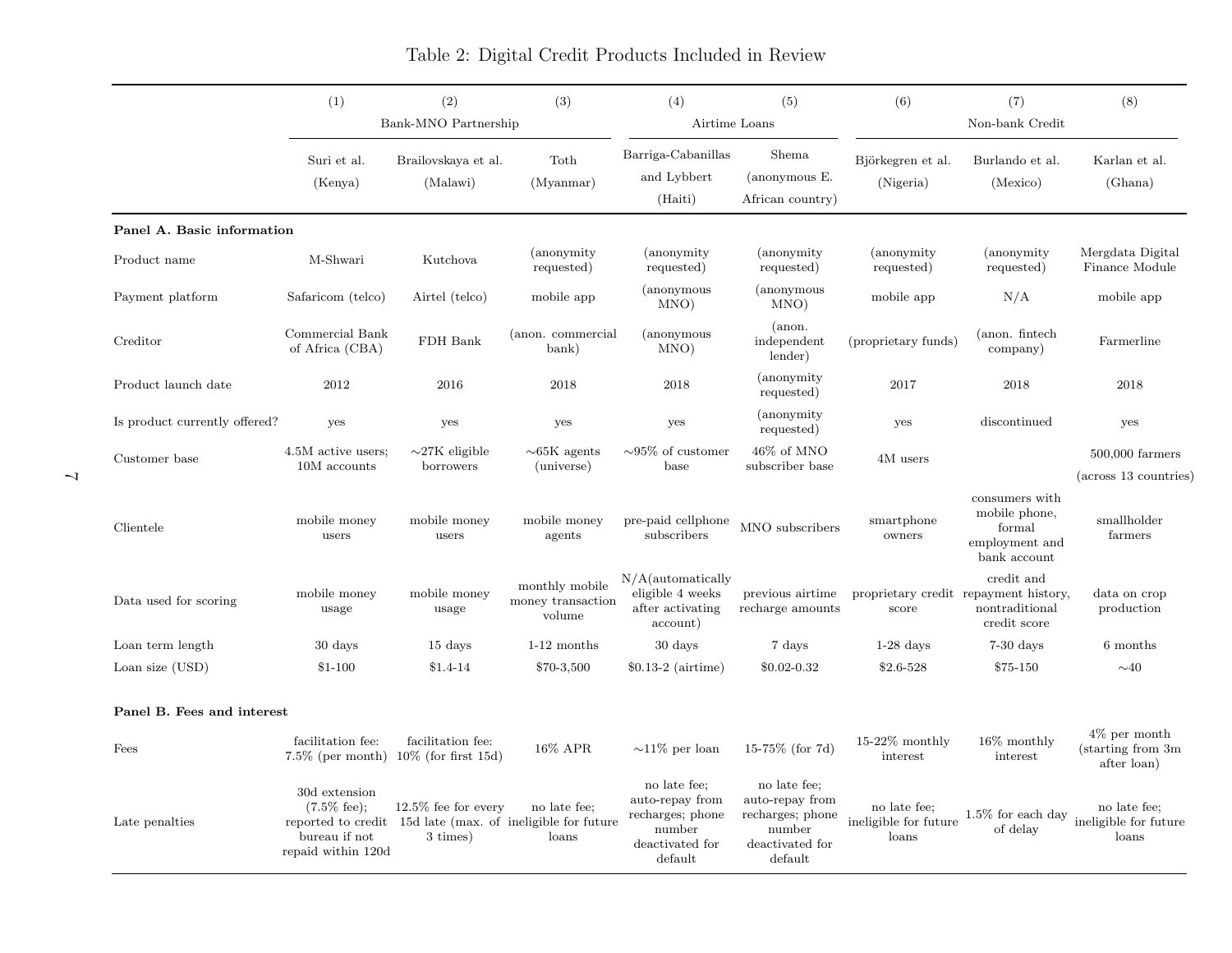Table 2: Digital Credit Products Included in Review

| | (1) | (2) | (3) | (4) | (5) | (6) | (7) | (8) |
|---|---|---|---|---|---|---|---|---|
| | Bank-MNO Partnership | | | Airtime Loans | | Non-bank Credit | | |
| | Suri et al. (Kenya) | Brailovskaya et al. (Malawi) | Toth (Myanmar) | Barriga-Cabanillas and Lybbert (Haiti) | Shema (anonymous E. African country) | Björkegren et al. (Nigeria) | Burlando et al. (Mexico) | Karlan et al. (Ghana) |
| **Panel A. Basic information** | | | | | | | | |
| Product name | M-Shwari | Kutchova | (anonymity requested) | (anonymity requested) | (anonymity requested) | (anonymity requested) | (anonymity requested) | Mergdata Digital Finance Module |
| Payment platform | Safaricom (telco) | Airtel (telco) | mobile app | (anonymous MNO) | (anonymous MNO) | mobile app | N/A | mobile app |
| Creditor | Commercial Bank of Africa (CBA) | FDH Bank | (anon. commercial bank) | (anonymous MNO) | (anon. independent lender) | (proprietary funds) | (anon. fintech company) | Farmerline |
| Product launch date | 2012 | 2016 | 2018 | 2018 | (anonymity requested) | 2017 | 2018 | 2018 |
| Is product currently offered? | yes | yes | yes | yes | (anonymity requested) | yes | discontinued | yes |
| Customer base | 4.5M active users; 10M accounts | ∼27K eligible borrowers | ∼65K agents (universe) | ∼95% of customer base | 46% of MNO subscriber base | 4M users | | 500,000 farmers (across 13 countries) |
| Clientele | mobile money users | mobile money users | mobile money agents | pre-paid cellphone subscribers | MNO subscribers | smartphone owners | consumers with mobile phone, formal employment and bank account | smallholder farmers |
| Data used for scoring | mobile money usage | mobile money usage | monthly mobile money transaction volume | N/A(automatically eligible 4 weeks after activating account) | previous airtime recharge amounts | proprietary credit score | credit and repayment history, nontraditional credit score | data on crop production |
| Loan term length | 30 days | 15 days | 1-12 months | 30 days | 7 days | 1-28 days | 7-30 days | 6 months |
| Loan size (USD) | $1-100 | $1.4-14 | $70-3,500 | $0.13-2 (airtime) | $0.02-0.32 | $2.6-528 | $75-150 | ∼40 |
| **Panel B. Fees and interest** | | | | | | | | |
| Fees | facilitation fee: 7.5% (per month) | facilitation fee: 10% (for first 15d) | 16% APR | ∼11% per loan | 15-75% (for 7d) | 15-22% monthly interest | 16% monthly interest | 4% per month (starting from 3m after loan) |
| Late penalties | 30d extension (7.5% fee); reported to credit bureau if not repaid within 120d | 12.5% fee for every 15d late (max. of 3 times) | no late fee; ineligible for future loans | no late fee; auto-repay from recharges; phone number deactivated for default | no late fee; auto-repay from recharges; phone number deactivated for default | no late fee; ineligible for future loans | 1.5% for each day of delay | no late fee; ineligible for future loans |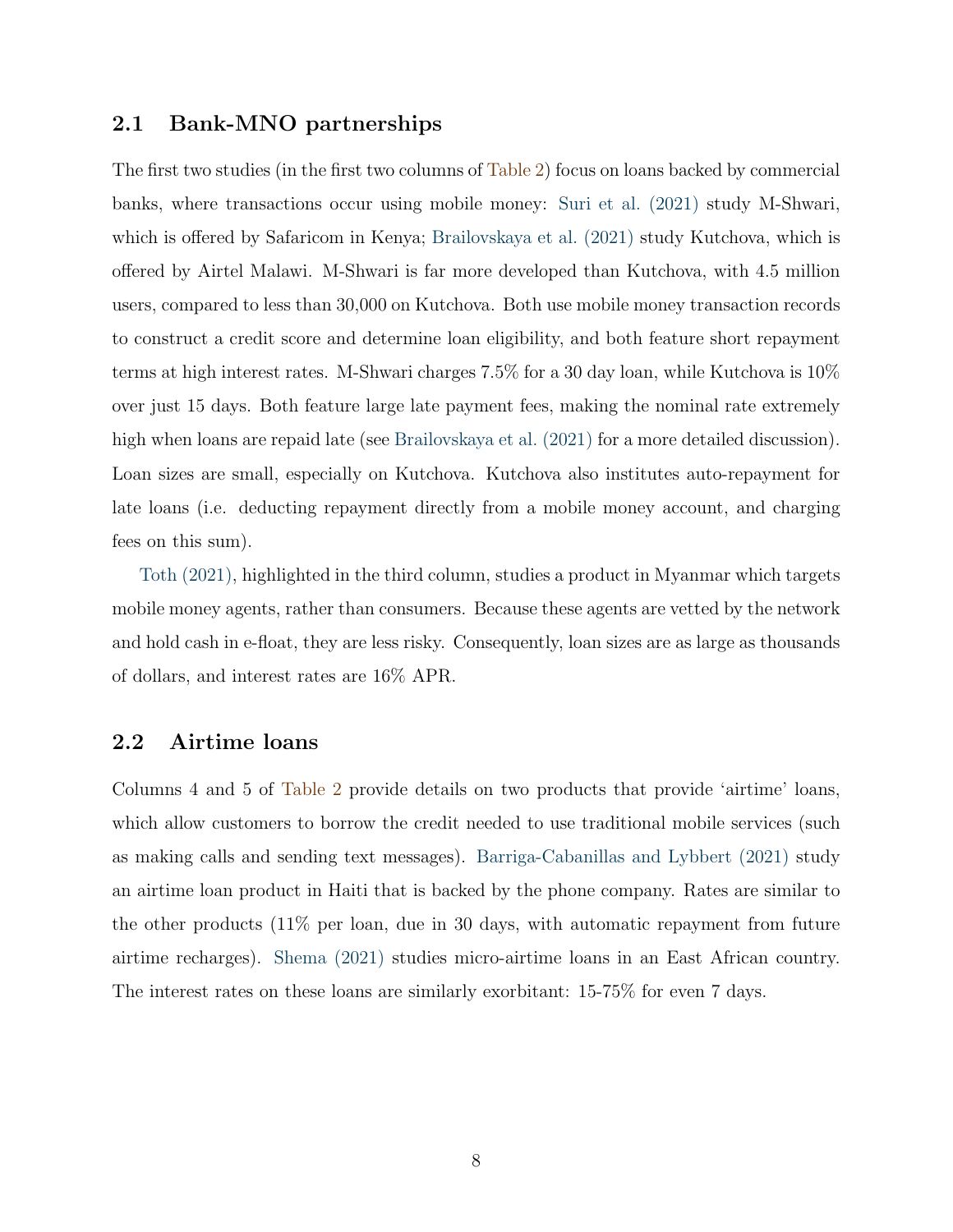### 2.1 Bank-MNO partnerships

The first two studies (in the first two columns of Table 2) focus on loans backed by commercial banks, where transactions occur using mobile money: Suri et al. (2021) study M-Shwari, which is offered by Safaricom in Kenya; Brailovskaya et al. (2021) study Kutchova, which is offered by Airtel Malawi. M-Shwari is far more developed than Kutchova, with 4.5 million users, compared to less than 30,000 on Kutchova. Both use mobile money transaction records to construct a credit score and determine loan eligibility, and both feature short repayment terms at high interest rates. M-Shwari charges 7.5% for a 30 day loan, while Kutchova is 10% over just 15 days. Both feature large late payment fees, making the nominal rate extremely high when loans are repaid late (see Brailovskaya et al. (2021) for a more detailed discussion). Loan sizes are small, especially on Kutchova. Kutchova also institutes auto-repayment for late loans (i.e. deducting repayment directly from a mobile money account, and charging fees on this sum).

Toth (2021), highlighted in the third column, studies a product in Myanmar which targets mobile money agents, rather than consumers. Because these agents are vetted by the network and hold cash in e-float, they are less risky. Consequently, loan sizes are as large as thousands of dollars, and interest rates are 16% APR.

### 2.2 Airtime loans

Columns 4 and 5 of Table 2 provide details on two products that provide 'airtime' loans, which allow customers to borrow the credit needed to use traditional mobile services (such as making calls and sending text messages). Barriga-Cabanillas and Lybbert (2021) study an airtime loan product in Haiti that is backed by the phone company. Rates are similar to the other products (11% per loan, due in 30 days, with automatic repayment from future airtime recharges). Shema (2021) studies micro-airtime loans in an East African country. The interest rates on these loans are similarly exorbitant: 15-75% for even 7 days.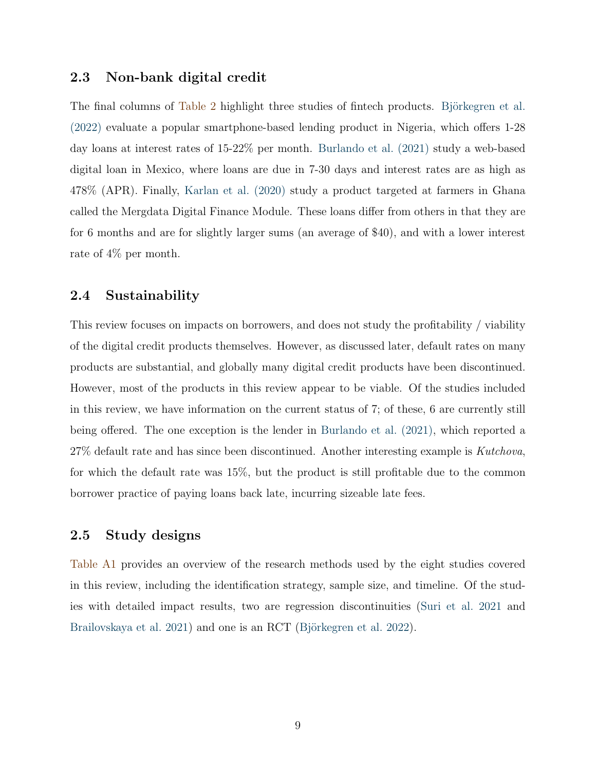### 2.3 Non-bank digital credit

The final columns of Table 2 highlight three studies of fintech products. Björkegren et al. (2022) evaluate a popular smartphone-based lending product in Nigeria, which offers 1-28 day loans at interest rates of 15-22% per month. Burlando et al. (2021) study a web-based digital loan in Mexico, where loans are due in 7-30 days and interest rates are as high as 478% (APR). Finally, Karlan et al. (2020) study a product targeted at farmers in Ghana called the Mergdata Digital Finance Module. These loans differ from others in that they are for 6 months and are for slightly larger sums (an average of $40), and with a lower interest rate of 4% per month.

### 2.4 Sustainability

This review focuses on impacts on borrowers, and does not study the profitability / viability of the digital credit products themselves. However, as discussed later, default rates on many products are substantial, and globally many digital credit products have been discontinued. However, most of the products in this review appear to be viable. Of the studies included in this review, we have information on the current status of 7; of these, 6 are currently still being offered. The one exception is the lender in Burlando et al. (2021), which reported a 27% default rate and has since been discontinued. Another interesting example is *Kutchova*, for which the default rate was 15%, but the product is still profitable due to the common borrower practice of paying loans back late, incurring sizeable late fees.

### 2.5 Study designs

Table A1 provides an overview of the research methods used by the eight studies covered in this review, including the identification strategy, sample size, and timeline. Of the studies with detailed impact results, two are regression discontinuities (Suri et al. 2021 and Brailovskaya et al. 2021) and one is an RCT (Björkegren et al. 2022).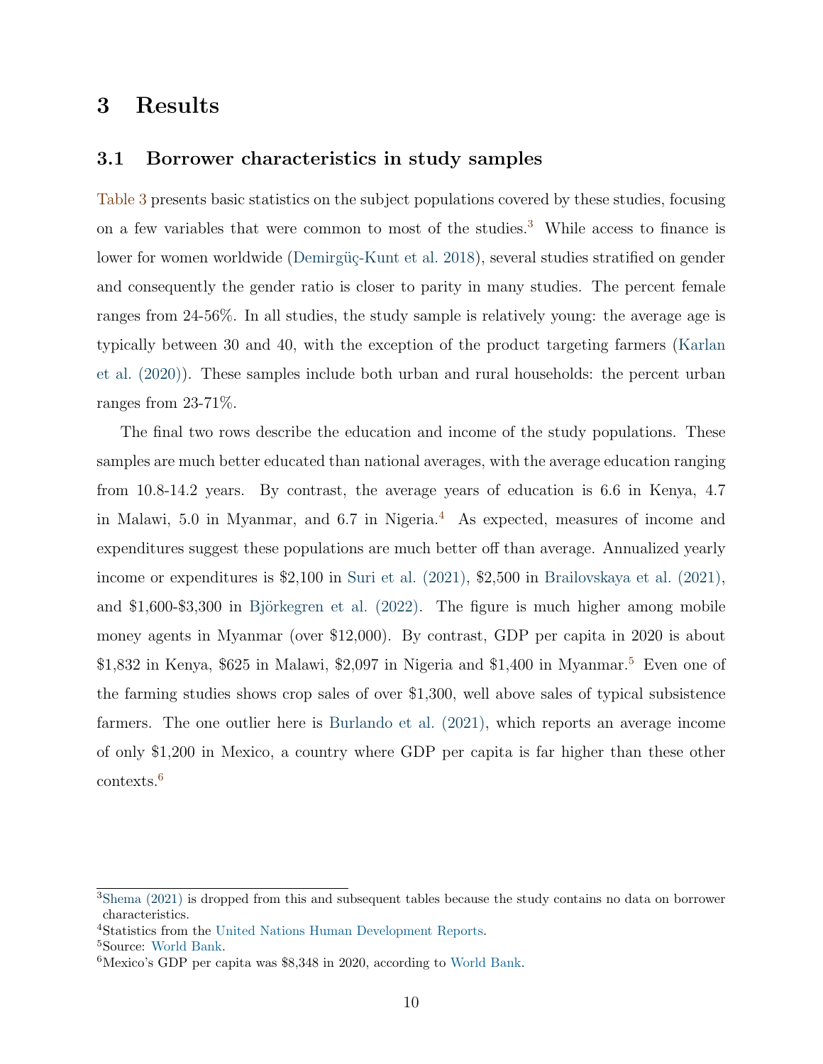# 3 Results

## 3.1 Borrower characteristics in study samples

Table 3 presents basic statistics on the subject populations covered by these studies, focusing on a few variables that were common to most of the studies.[3] While access to finance is lower for women worldwide (Demirgüç-Kunt et al. 2018), several studies stratified on gender and consequently the gender ratio is closer to parity in many studies. The percent female ranges from 24-56%. In all studies, the study sample is relatively young: the average age is typically between 30 and 40, with the exception of the product targeting farmers (Karlan et al. (2020)). These samples include both urban and rural households: the percent urban ranges from 23-71%.

The final two rows describe the education and income of the study populations. These samples are much better educated than national averages, with the average education ranging from 10.8-14.2 years. By contrast, the average years of education is 6.6 in Kenya, 4.7 in Malawi, 5.0 in Myanmar, and 6.7 in Nigeria.[4] As expected, measures of income and expenditures suggest these populations are much better off than average. Annualized yearly income or expenditures is $2,100 in Suri et al. (2021), $2,500 in Brailovskaya et al. (2021), and $1,600-$3,300 in Björkegren et al. (2022). The figure is much higher among mobile money agents in Myanmar (over $12,000). By contrast, GDP per capita in 2020 is about $1,832 in Kenya, $625 in Malawi, $2,097 in Nigeria and $1,400 in Myanmar.[5] Even one of the farming studies shows crop sales of over $1,300, well above sales of typical subsistence farmers. The one outlier here is Burlando et al. (2021), which reports an average income of only $1,200 in Mexico, a country where GDP per capita is far higher than these other contexts.[6]

---

[3] Shema (2021) is dropped from this and subsequent tables because the study contains no data on borrower characteristics.

[4] Statistics from the United Nations Human Development Reports.

[5] Source: World Bank.

[6] Mexico's GDP per capita was $8,348 in 2020, according to World Bank.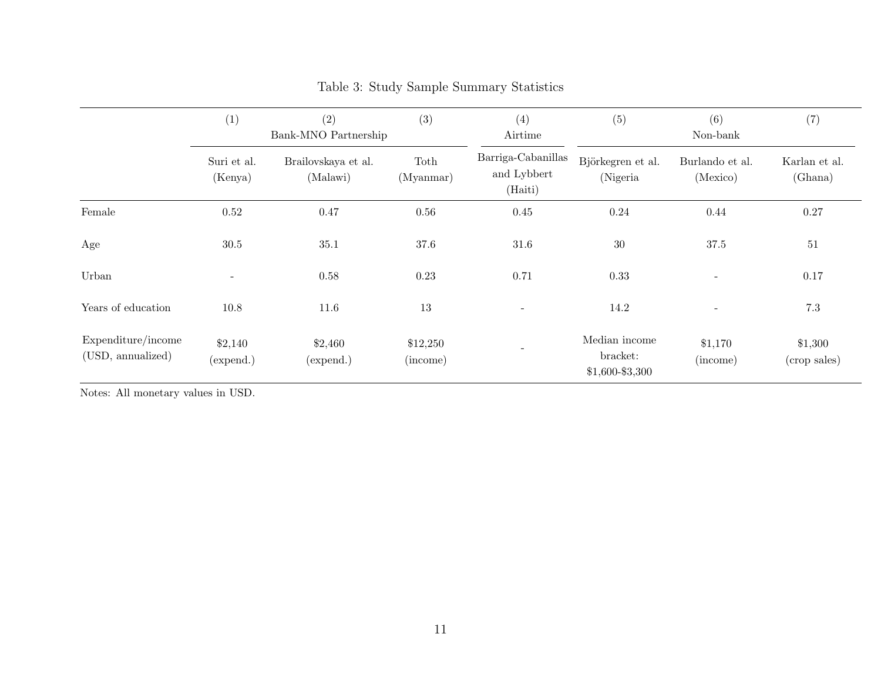Table 3: Study Sample Summary Statistics

| | (1) | (2) | (3) | (4) | (5) | (6) | (7) |
|---|---|---|---|---|---|---|---|
| | Bank-MNO Partnership | | | Airtime | Non-bank | | |
| | Suri et al. (Kenya) | Brailovskaya et al. (Malawi) | Toth (Myanmar) | Barriga-Cabanillas and Lybbert (Haiti) | Björkegren et al. (Nigeria | Burlando et al. (Mexico) | Karlan et al. (Ghana) |
| Female | 0.52 | 0.47 | 0.56 | 0.45 | 0.24 | 0.44 | 0.27 |
| Age | 30.5 | 35.1 | 37.6 | 31.6 | 30 | 37.5 | 51 |
| Urban | - | 0.58 | 0.23 | 0.71 | 0.33 | - | 0.17 |
| Years of education | 10.8 | 11.6 | 13 | - | 14.2 | - | 7.3 |
| Expenditure/income (USD, annualized) | $2,140 (expend.) | $2,460 (expend.) | $12,250 (income) | - | Median income bracket: $1,600-$3,300 | $1,170 (income) | $1,300 (crop sales) |

Notes: All monetary values in USD.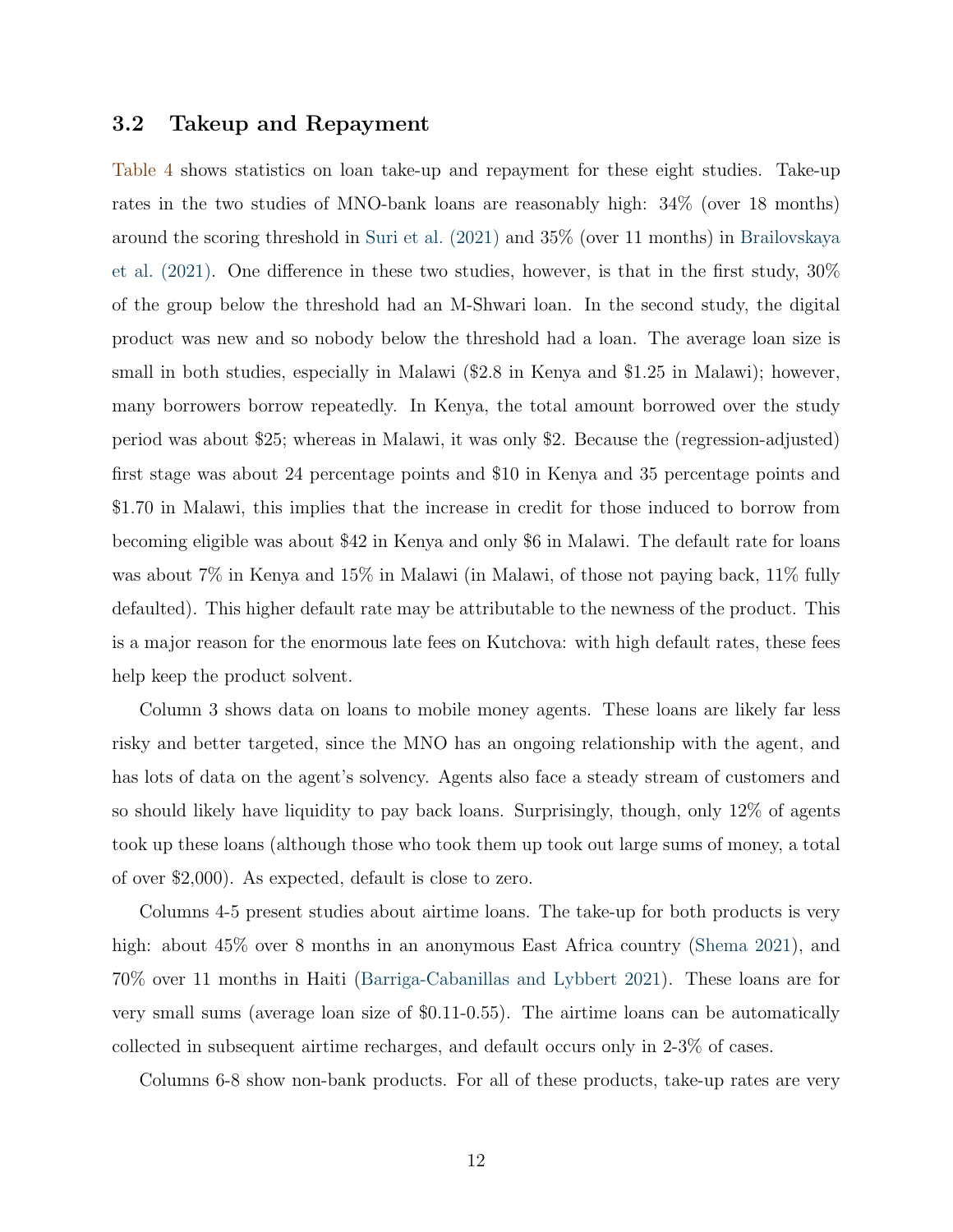### 3.2 Takeup and Repayment

Table 4 shows statistics on loan take-up and repayment for these eight studies. Take-up rates in the two studies of MNO-bank loans are reasonably high: 34% (over 18 months) around the scoring threshold in Suri et al. (2021) and 35% (over 11 months) in Brailovskaya et al. (2021). One difference in these two studies, however, is that in the first study, 30% of the group below the threshold had an M-Shwari loan. In the second study, the digital product was new and so nobody below the threshold had a loan. The average loan size is small in both studies, especially in Malawi ($2.8 in Kenya and $1.25 in Malawi); however, many borrowers borrow repeatedly. In Kenya, the total amount borrowed over the study period was about $25; whereas in Malawi, it was only $2. Because the (regression-adjusted) first stage was about 24 percentage points and $10 in Kenya and 35 percentage points and $1.70 in Malawi, this implies that the increase in credit for those induced to borrow from becoming eligible was about $42 in Kenya and only $6 in Malawi. The default rate for loans was about 7% in Kenya and 15% in Malawi (in Malawi, of those not paying back, 11% fully defaulted). This higher default rate may be attributable to the newness of the product. This is a major reason for the enormous late fees on Kutchova: with high default rates, these fees help keep the product solvent.

Column 3 shows data on loans to mobile money agents. These loans are likely far less risky and better targeted, since the MNO has an ongoing relationship with the agent, and has lots of data on the agent's solvency. Agents also face a steady stream of customers and so should likely have liquidity to pay back loans. Surprisingly, though, only 12% of agents took up these loans (although those who took them up took out large sums of money, a total of over $2,000). As expected, default is close to zero.

Columns 4-5 present studies about airtime loans. The take-up for both products is very high: about 45% over 8 months in an anonymous East Africa country (Shema 2021), and 70% over 11 months in Haiti (Barriga-Cabanillas and Lybbert 2021). These loans are for very small sums (average loan size of $0.11-0.55). The airtime loans can be automatically collected in subsequent airtime recharges, and default occurs only in 2-3% of cases.

Columns 6-8 show non-bank products. For all of these products, take-up rates are very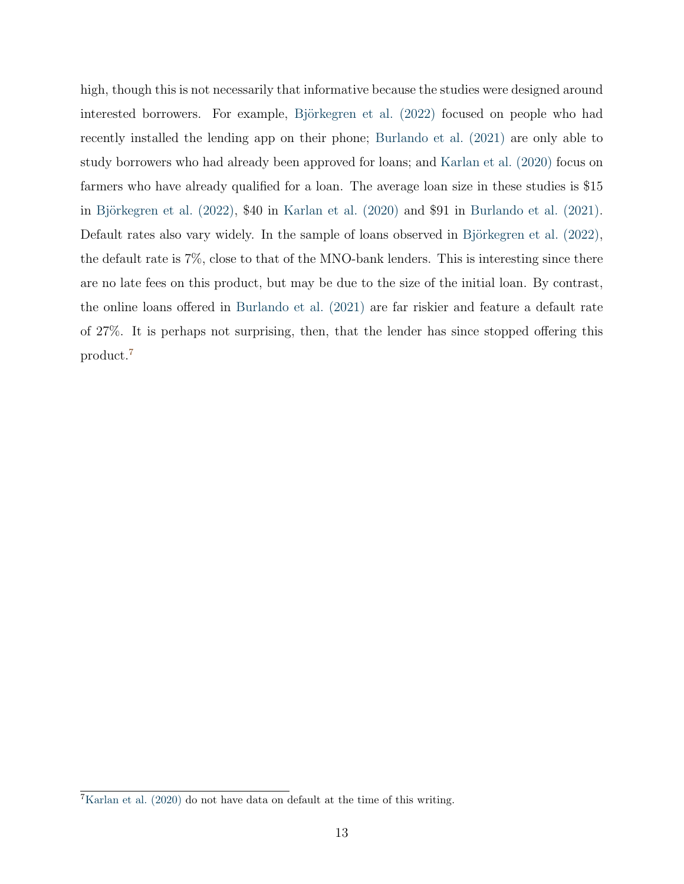high, though this is not necessarily that informative because the studies were designed around interested borrowers. For example, Björkegren et al. (2022) focused on people who had recently installed the lending app on their phone; Burlando et al. (2021) are only able to study borrowers who had already been approved for loans; and Karlan et al. (2020) focus on farmers who have already qualified for a loan. The average loan size in these studies is $15 in Björkegren et al. (2022), $40 in Karlan et al. (2020) and $91 in Burlando et al. (2021). Default rates also vary widely. In the sample of loans observed in Björkegren et al. (2022), the default rate is 7%, close to that of the MNO-bank lenders. This is interesting since there are no late fees on this product, but may be due to the size of the initial loan. By contrast, the online loans offered in Burlando et al. (2021) are far riskier and feature a default rate of 27%. It is perhaps not surprising, then, that the lender has since stopped offering this product.[7]

[7] Karlan et al. (2020) do not have data on default at the time of this writing.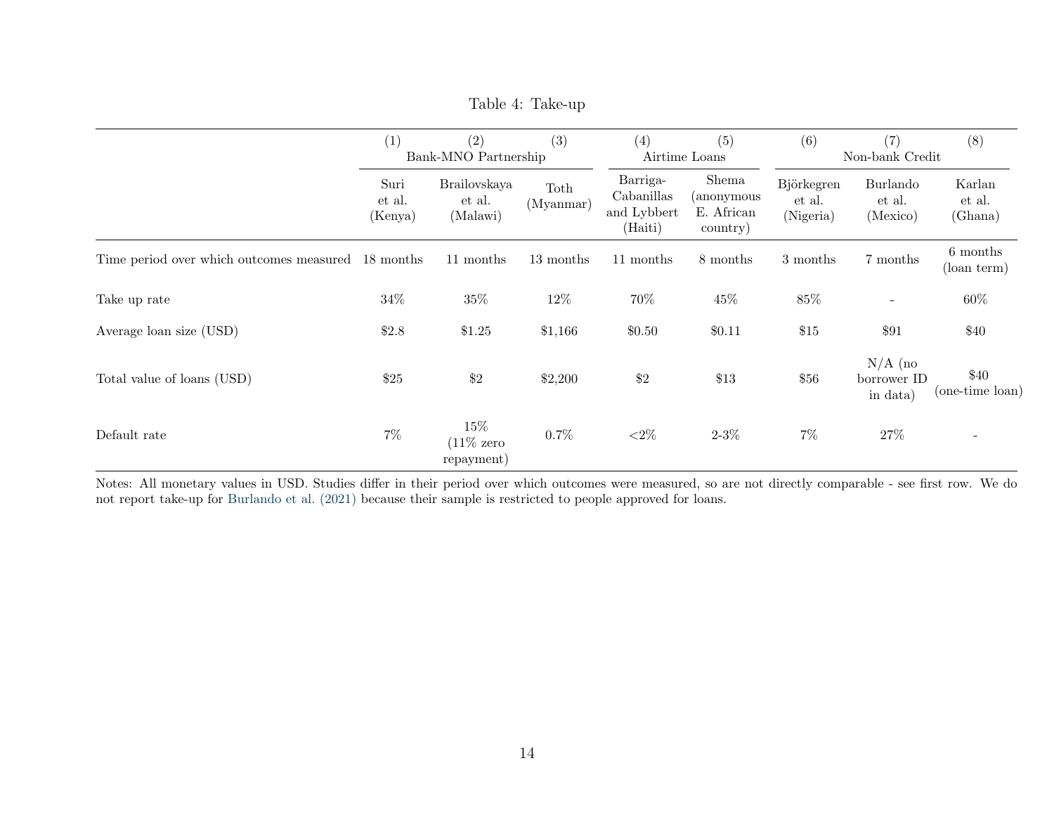Table 4: Take-up

| | (1) | (2) | (3) | (4) | (5) | (6) | (7) | (8) |
|---|---|---|---|---|---|---|---|---|
| | Bank-MNO Partnership | | | Airtime Loans | | Non-bank Credit | | |
| | Suri et al. (Kenya) | Brailovskaya et al. (Malawi) | Toth (Myanmar) | Barriga-Cabanillas and Lybbert (Haiti) | Shema (anonymous E. African country) | Björkegren et al. (Nigeria) | Burlando et al. (Mexico) | Karlan et al. (Ghana) |
| Time period over which outcomes measured | 18 months | 11 months | 13 months | 11 months | 8 months | 3 months | 7 months | 6 months (loan term) |
| Take up rate | 34% | 35% | 12% | 70% | 45% | 85% | - | 60% |
| Average loan size (USD) | $2.8 | $1.25 | $1,166 | $0.50 | $0.11 | $15 | $91 | $40 |
| Total value of loans (USD) | $25 | $2 | $2,200 | $2 | $13 | $56 | N/A (no borrower ID in data) | $40 (one-time loan) |
| Default rate | 7% | 15% (11% zero repayment) | 0.7% | <2% | 2-3% | 7% | 27% | - |

Notes: All monetary values in USD. Studies differ in their period over which outcomes were measured, so are not directly comparable - see first row. We do not report take-up for Burlando et al. (2021) because their sample is restricted to people approved for loans.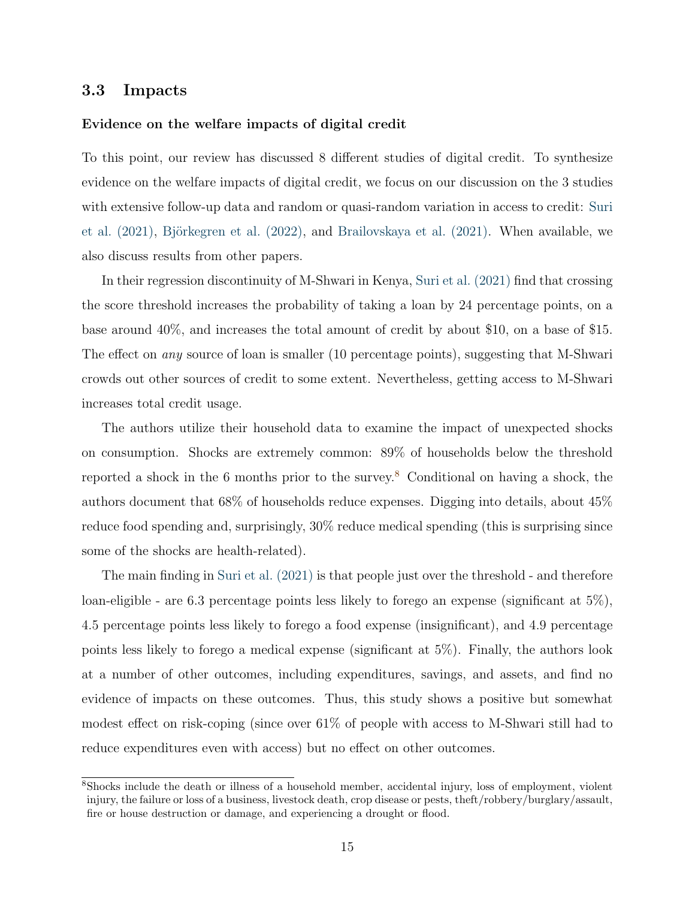## 3.3 Impacts

**Evidence on the welfare impacts of digital credit**

To this point, our review has discussed 8 different studies of digital credit. To synthesize evidence on the welfare impacts of digital credit, we focus on our discussion on the 3 studies with extensive follow-up data and random or quasi-random variation in access to credit: Suri et al. (2021), Björkegren et al. (2022), and Brailovskaya et al. (2021). When available, we also discuss results from other papers.

In their regression discontinuity of M-Shwari in Kenya, Suri et al. (2021) find that crossing the score threshold increases the probability of taking a loan by 24 percentage points, on a base around 40%, and increases the total amount of credit by about $10, on a base of $15. The effect on *any* source of loan is smaller (10 percentage points), suggesting that M-Shwari crowds out other sources of credit to some extent. Nevertheless, getting access to M-Shwari increases total credit usage.

The authors utilize their household data to examine the impact of unexpected shocks on consumption. Shocks are extremely common: 89% of households below the threshold reported a shock in the 6 months prior to the survey.[8] Conditional on having a shock, the authors document that 68% of households reduce expenses. Digging into details, about 45% reduce food spending and, surprisingly, 30% reduce medical spending (this is surprising since some of the shocks are health-related).

The main finding in Suri et al. (2021) is that people just over the threshold - and therefore loan-eligible - are 6.3 percentage points less likely to forego an expense (significant at 5%), 4.5 percentage points less likely to forego a food expense (insignificant), and 4.9 percentage points less likely to forego a medical expense (significant at 5%). Finally, the authors look at a number of other outcomes, including expenditures, savings, and assets, and find no evidence of impacts on these outcomes. Thus, this study shows a positive but somewhat modest effect on risk-coping (since over 61% of people with access to M-Shwari still had to reduce expenditures even with access) but no effect on other outcomes.

[8]Shocks include the death or illness of a household member, accidental injury, loss of employment, violent injury, the failure or loss of a business, livestock death, crop disease or pests, theft/robbery/burglary/assault, fire or house destruction or damage, and experiencing a drought or flood.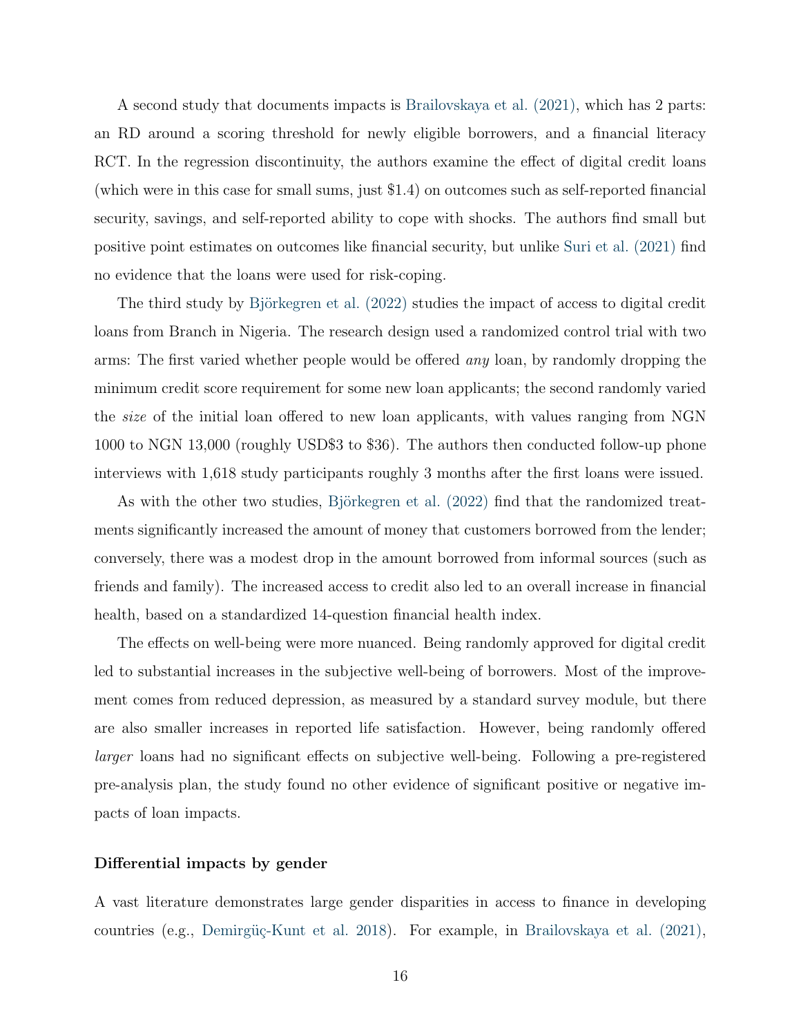A second study that documents impacts is Brailovskaya et al. (2021), which has 2 parts: an RD around a scoring threshold for newly eligible borrowers, and a financial literacy RCT. In the regression discontinuity, the authors examine the effect of digital credit loans (which were in this case for small sums, just $1.4) on outcomes such as self-reported financial security, savings, and self-reported ability to cope with shocks. The authors find small but positive point estimates on outcomes like financial security, but unlike Suri et al. (2021) find no evidence that the loans were used for risk-coping.

The third study by Björkegren et al. (2022) studies the impact of access to digital credit loans from Branch in Nigeria. The research design used a randomized control trial with two arms: The first varied whether people would be offered *any* loan, by randomly dropping the minimum credit score requirement for some new loan applicants; the second randomly varied the *size* of the initial loan offered to new loan applicants, with values ranging from NGN 1000 to NGN 13,000 (roughly USD$3 to $36). The authors then conducted follow-up phone interviews with 1,618 study participants roughly 3 months after the first loans were issued.

As with the other two studies, Björkegren et al. (2022) find that the randomized treatments significantly increased the amount of money that customers borrowed from the lender; conversely, there was a modest drop in the amount borrowed from informal sources (such as friends and family). The increased access to credit also led to an overall increase in financial health, based on a standardized 14-question financial health index.

The effects on well-being were more nuanced. Being randomly approved for digital credit led to substantial increases in the subjective well-being of borrowers. Most of the improvement comes from reduced depression, as measured by a standard survey module, but there are also smaller increases in reported life satisfaction. However, being randomly offered *larger* loans had no significant effects on subjective well-being. Following a pre-registered pre-analysis plan, the study found no other evidence of significant positive or negative impacts of loan impacts.

**Differential impacts by gender**

A vast literature demonstrates large gender disparities in access to finance in developing countries (e.g., Demirgüç-Kunt et al. 2018). For example, in Brailovskaya et al. (2021),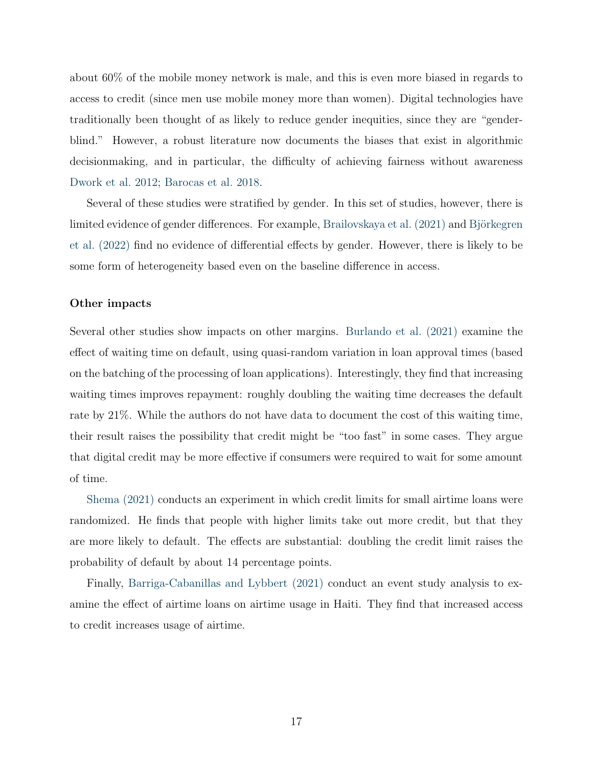about 60% of the mobile money network is male, and this is even more biased in regards to access to credit (since men use mobile money more than women). Digital technologies have traditionally been thought of as likely to reduce gender inequities, since they are "gender-blind." However, a robust literature now documents the biases that exist in algorithmic decisionmaking, and in particular, the difficulty of achieving fairness without awareness Dwork et al. 2012; Barocas et al. 2018.

Several of these studies were stratified by gender. In this set of studies, however, there is limited evidence of gender differences. For example, Brailovskaya et al. (2021) and Björkegren et al. (2022) find no evidence of differential effects by gender. However, there is likely to be some form of heterogeneity based even on the baseline difference in access.

**Other impacts**

Several other studies show impacts on other margins. Burlando et al. (2021) examine the effect of waiting time on default, using quasi-random variation in loan approval times (based on the batching of the processing of loan applications). Interestingly, they find that increasing waiting times improves repayment: roughly doubling the waiting time decreases the default rate by 21%. While the authors do not have data to document the cost of this waiting time, their result raises the possibility that credit might be "too fast" in some cases. They argue that digital credit may be more effective if consumers were required to wait for some amount of time.

Shema (2021) conducts an experiment in which credit limits for small airtime loans were randomized. He finds that people with higher limits take out more credit, but that they are more likely to default. The effects are substantial: doubling the credit limit raises the probability of default by about 14 percentage points.

Finally, Barriga-Cabanillas and Lybbert (2021) conduct an event study analysis to examine the effect of airtime loans on airtime usage in Haiti. They find that increased access to credit increases usage of airtime.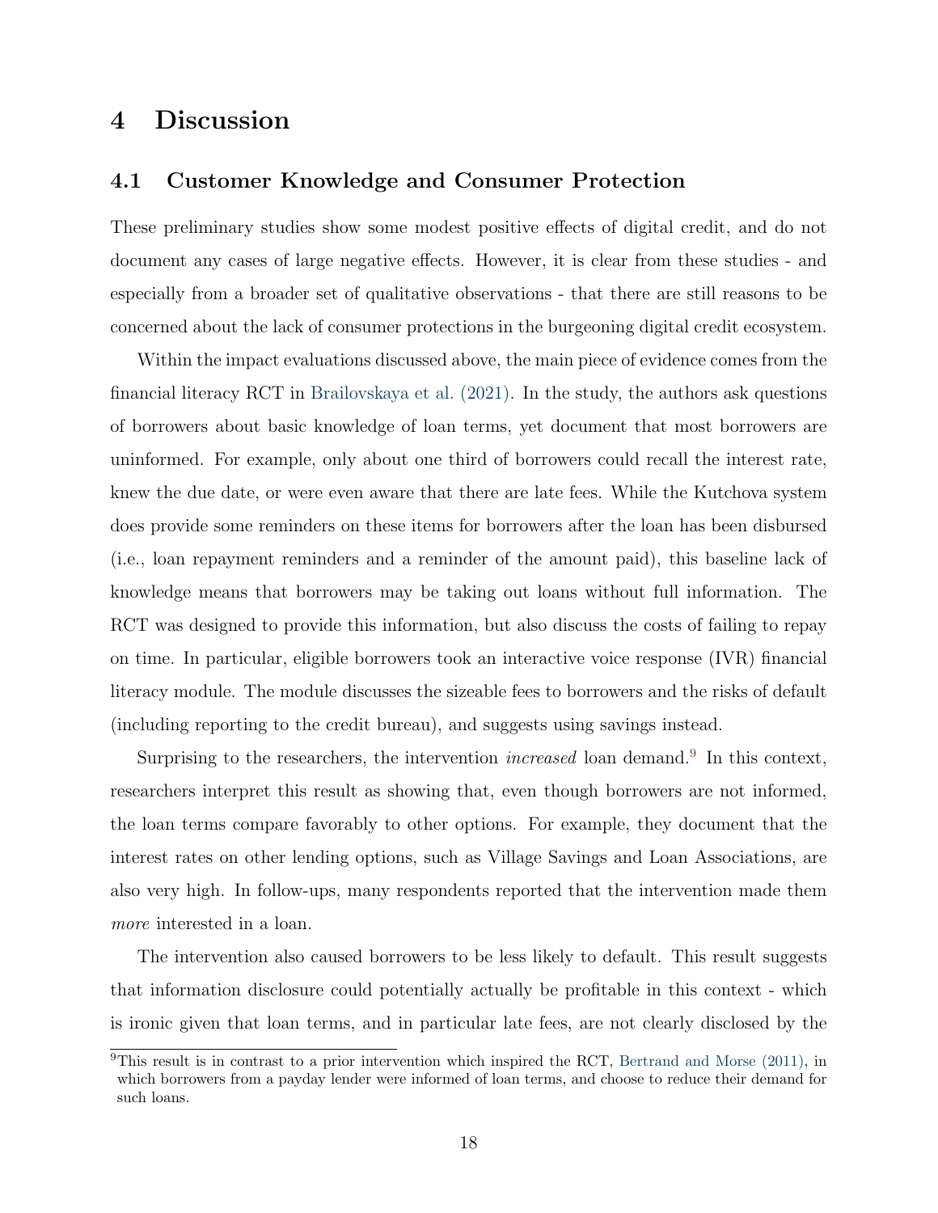# 4 Discussion

## 4.1 Customer Knowledge and Consumer Protection

These preliminary studies show some modest positive effects of digital credit, and do not document any cases of large negative effects. However, it is clear from these studies - and especially from a broader set of qualitative observations - that there are still reasons to be concerned about the lack of consumer protections in the burgeoning digital credit ecosystem.

Within the impact evaluations discussed above, the main piece of evidence comes from the financial literacy RCT in Brailovskaya et al. (2021). In the study, the authors ask questions of borrowers about basic knowledge of loan terms, yet document that most borrowers are uninformed. For example, only about one third of borrowers could recall the interest rate, knew the due date, or were even aware that there are late fees. While the Kutchova system does provide some reminders on these items for borrowers after the loan has been disbursed (i.e., loan repayment reminders and a reminder of the amount paid), this baseline lack of knowledge means that borrowers may be taking out loans without full information. The RCT was designed to provide this information, but also discuss the costs of failing to repay on time. In particular, eligible borrowers took an interactive voice response (IVR) financial literacy module. The module discusses the sizeable fees to borrowers and the risks of default (including reporting to the credit bureau), and suggests using savings instead.

Surprising to the researchers, the intervention *increased* loan demand.[9] In this context, researchers interpret this result as showing that, even though borrowers are not informed, the loan terms compare favorably to other options. For example, they document that the interest rates on other lending options, such as Village Savings and Loan Associations, are also very high. In follow-ups, many respondents reported that the intervention made them *more* interested in a loan.

The intervention also caused borrowers to be less likely to default. This result suggests that information disclosure could potentially actually be profitable in this context - which is ironic given that loan terms, and in particular late fees, are not clearly disclosed by the

[9] This result is in contrast to a prior intervention which inspired the RCT, Bertrand and Morse (2011), in which borrowers from a payday lender were informed of loan terms, and choose to reduce their demand for such loans.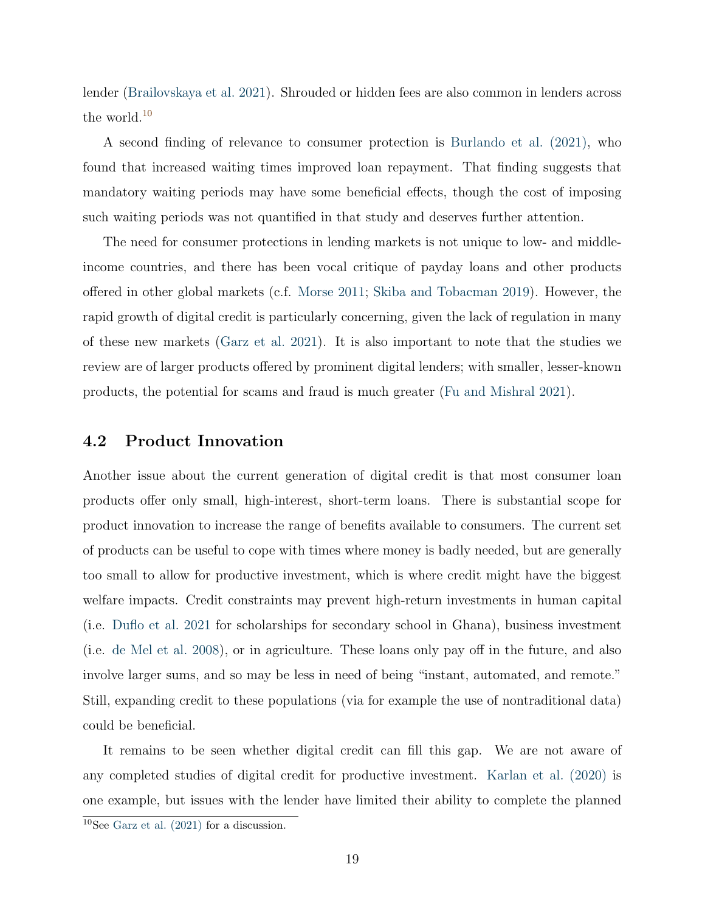lender (Brailovskaya et al. 2021). Shrouded or hidden fees are also common in lenders across the world.[10]

A second finding of relevance to consumer protection is Burlando et al. (2021), who found that increased waiting times improved loan repayment. That finding suggests that mandatory waiting periods may have some beneficial effects, though the cost of imposing such waiting periods was not quantified in that study and deserves further attention.

The need for consumer protections in lending markets is not unique to low- and middle-income countries, and there has been vocal critique of payday loans and other products offered in other global markets (c.f. Morse 2011; Skiba and Tobacman 2019). However, the rapid growth of digital credit is particularly concerning, given the lack of regulation in many of these new markets (Garz et al. 2021). It is also important to note that the studies we review are of larger products offered by prominent digital lenders; with smaller, lesser-known products, the potential for scams and fraud is much greater (Fu and Mishral 2021).

## 4.2 Product Innovation

Another issue about the current generation of digital credit is that most consumer loan products offer only small, high-interest, short-term loans. There is substantial scope for product innovation to increase the range of benefits available to consumers. The current set of products can be useful to cope with times where money is badly needed, but are generally too small to allow for productive investment, which is where credit might have the biggest welfare impacts. Credit constraints may prevent high-return investments in human capital (i.e. Duflo et al. 2021 for scholarships for secondary school in Ghana), business investment (i.e. de Mel et al. 2008), or in agriculture. These loans only pay off in the future, and also involve larger sums, and so may be less in need of being "instant, automated, and remote." Still, expanding credit to these populations (via for example the use of nontraditional data) could be beneficial.

It remains to be seen whether digital credit can fill this gap. We are not aware of any completed studies of digital credit for productive investment. Karlan et al. (2020) is one example, but issues with the lender have limited their ability to complete the planned

[10] See Garz et al. (2021) for a discussion.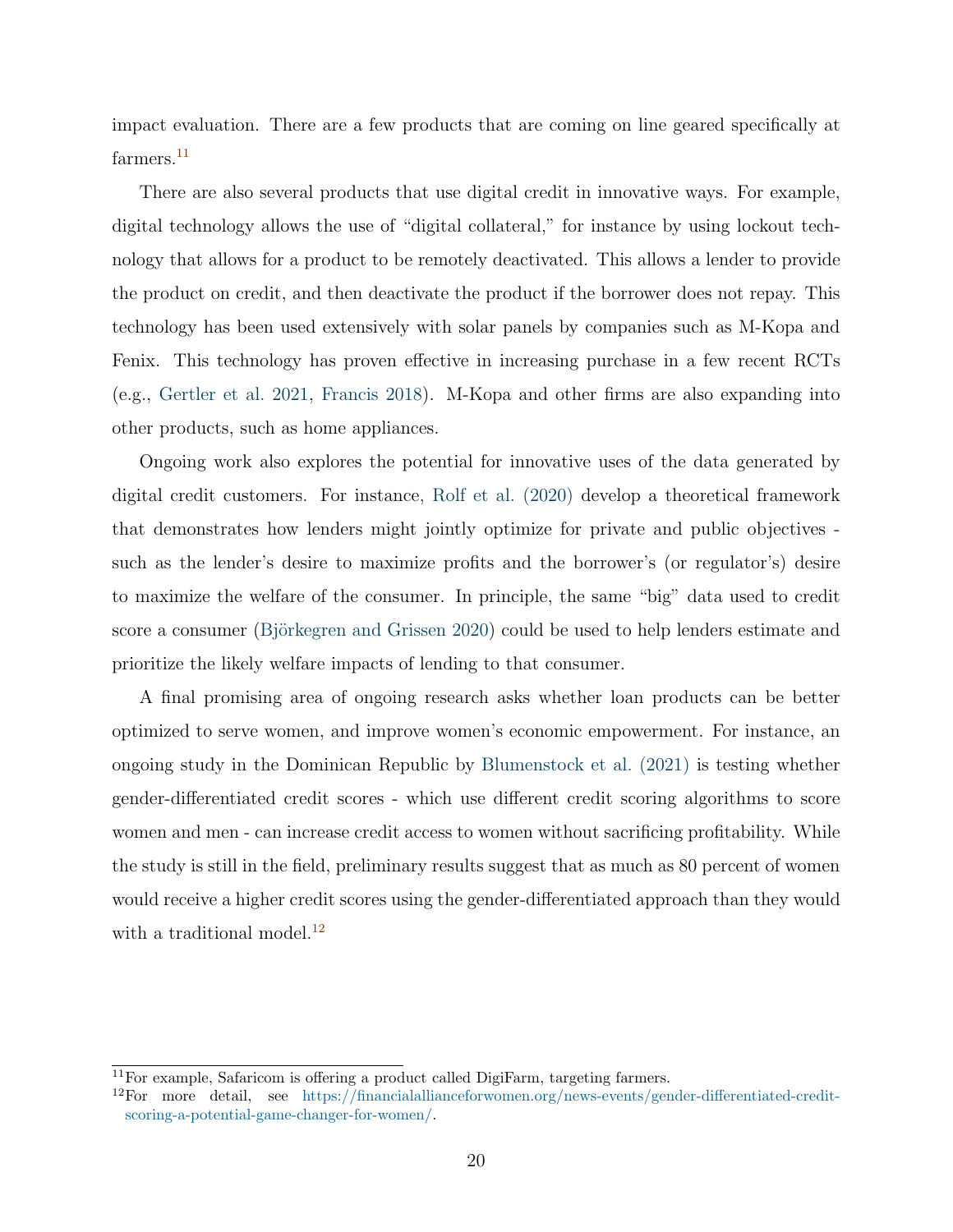impact evaluation. There are a few products that are coming on line geared specifically at farmers.[11]

There are also several products that use digital credit in innovative ways. For example, digital technology allows the use of "digital collateral," for instance by using lockout technology that allows for a product to be remotely deactivated. This allows a lender to provide the product on credit, and then deactivate the product if the borrower does not repay. This technology has been used extensively with solar panels by companies such as M-Kopa and Fenix. This technology has proven effective in increasing purchase in a few recent RCTs (e.g., Gertler et al. 2021, Francis 2018). M-Kopa and other firms are also expanding into other products, such as home appliances.

Ongoing work also explores the potential for innovative uses of the data generated by digital credit customers. For instance, Rolf et al. (2020) develop a theoretical framework that demonstrates how lenders might jointly optimize for private and public objectives - such as the lender's desire to maximize profits and the borrower's (or regulator's) desire to maximize the welfare of the consumer. In principle, the same "big" data used to credit score a consumer (Björkegren and Grissen 2020) could be used to help lenders estimate and prioritize the likely welfare impacts of lending to that consumer.

A final promising area of ongoing research asks whether loan products can be better optimized to serve women, and improve women's economic empowerment. For instance, an ongoing study in the Dominican Republic by Blumenstock et al. (2021) is testing whether gender-differentiated credit scores - which use different credit scoring algorithms to score women and men - can increase credit access to women without sacrificing profitability. While the study is still in the field, preliminary results suggest that as much as 80 percent of women would receive a higher credit scores using the gender-differentiated approach than they would with a traditional model.[12]

---

[11] For example, Safaricom is offering a product called DigiFarm, targeting farmers.

[12] For more detail, see https://financialallianceforwomen.org/news-events/gender-differentiated-credit-scoring-a-potential-game-changer-for-women/.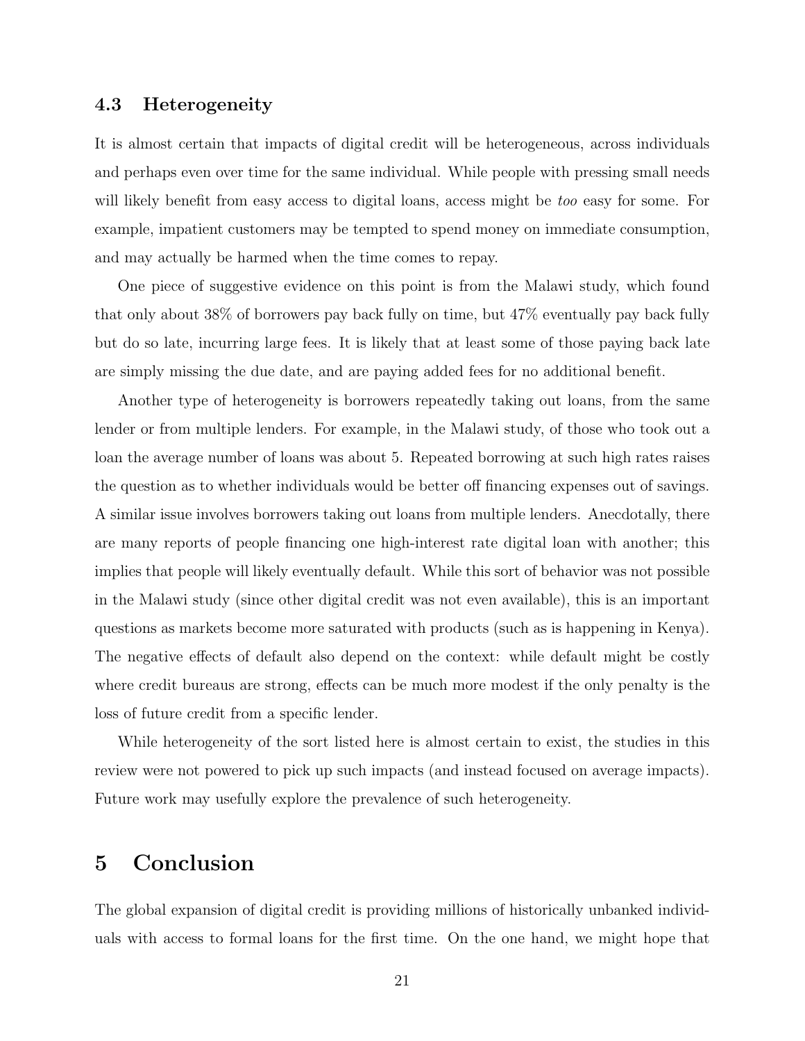### 4.3 Heterogeneity

It is almost certain that impacts of digital credit will be heterogeneous, across individuals and perhaps even over time for the same individual. While people with pressing small needs will likely benefit from easy access to digital loans, access might be *too* easy for some. For example, impatient customers may be tempted to spend money on immediate consumption, and may actually be harmed when the time comes to repay.

One piece of suggestive evidence on this point is from the Malawi study, which found that only about 38% of borrowers pay back fully on time, but 47% eventually pay back fully but do so late, incurring large fees. It is likely that at least some of those paying back late are simply missing the due date, and are paying added fees for no additional benefit.

Another type of heterogeneity is borrowers repeatedly taking out loans, from the same lender or from multiple lenders. For example, in the Malawi study, of those who took out a loan the average number of loans was about 5. Repeated borrowing at such high rates raises the question as to whether individuals would be better off financing expenses out of savings. A similar issue involves borrowers taking out loans from multiple lenders. Anecdotally, there are many reports of people financing one high-interest rate digital loan with another; this implies that people will likely eventually default. While this sort of behavior was not possible in the Malawi study (since other digital credit was not even available), this is an important questions as markets become more saturated with products (such as is happening in Kenya). The negative effects of default also depend on the context: while default might be costly where credit bureaus are strong, effects can be much more modest if the only penalty is the loss of future credit from a specific lender.

While heterogeneity of the sort listed here is almost certain to exist, the studies in this review were not powered to pick up such impacts (and instead focused on average impacts). Future work may usefully explore the prevalence of such heterogeneity.

## 5 Conclusion

The global expansion of digital credit is providing millions of historically unbanked individuals with access to formal loans for the first time. On the one hand, we might hope that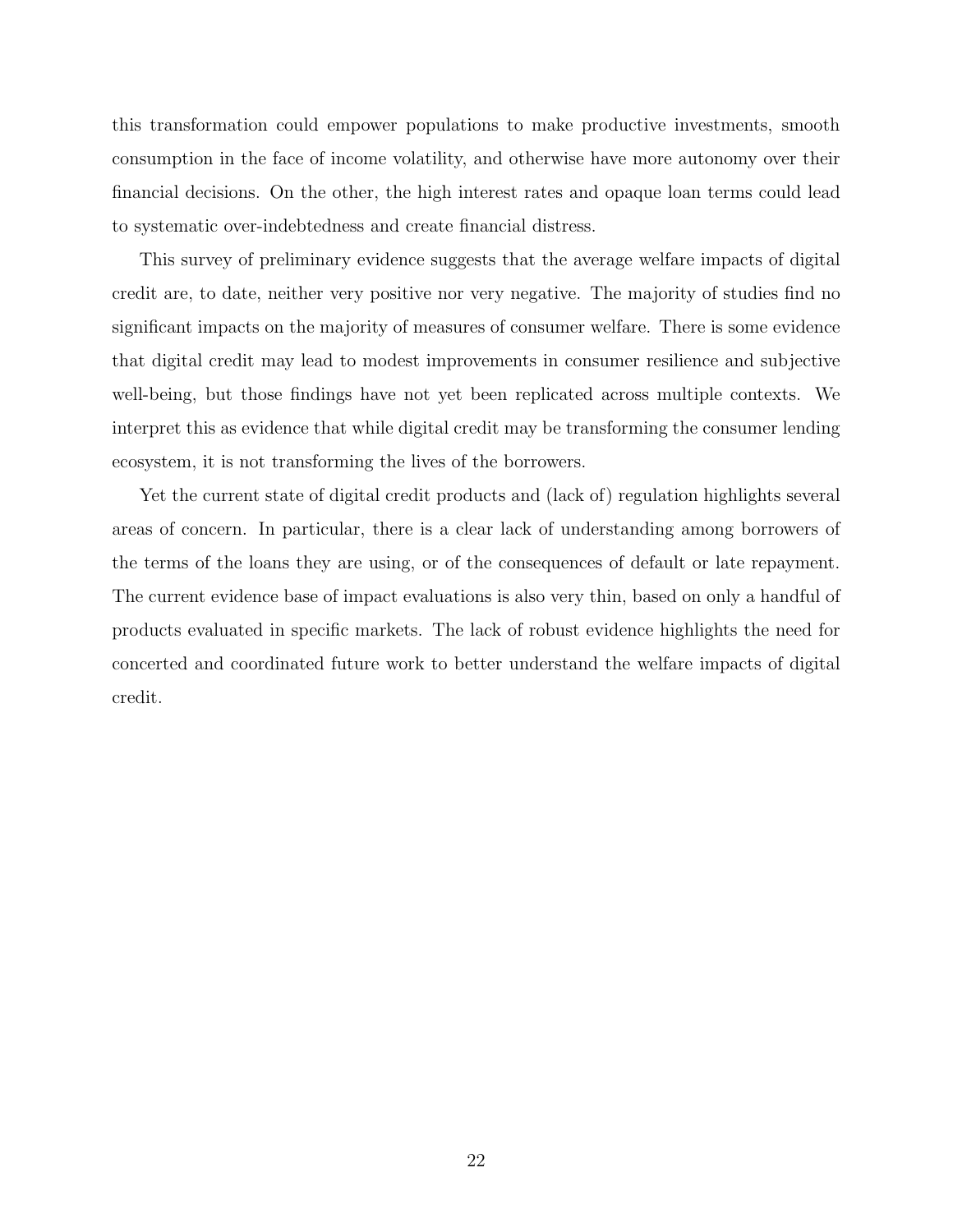this transformation could empower populations to make productive investments, smooth consumption in the face of income volatility, and otherwise have more autonomy over their financial decisions. On the other, the high interest rates and opaque loan terms could lead to systematic over-indebtedness and create financial distress.

This survey of preliminary evidence suggests that the average welfare impacts of digital credit are, to date, neither very positive nor very negative. The majority of studies find no significant impacts on the majority of measures of consumer welfare. There is some evidence that digital credit may lead to modest improvements in consumer resilience and subjective well-being, but those findings have not yet been replicated across multiple contexts. We interpret this as evidence that while digital credit may be transforming the consumer lending ecosystem, it is not transforming the lives of the borrowers.

Yet the current state of digital credit products and (lack of) regulation highlights several areas of concern. In particular, there is a clear lack of understanding among borrowers of the terms of the loans they are using, or of the consequences of default or late repayment. The current evidence base of impact evaluations is also very thin, based on only a handful of products evaluated in specific markets. The lack of robust evidence highlights the need for concerted and coordinated future work to better understand the welfare impacts of digital credit.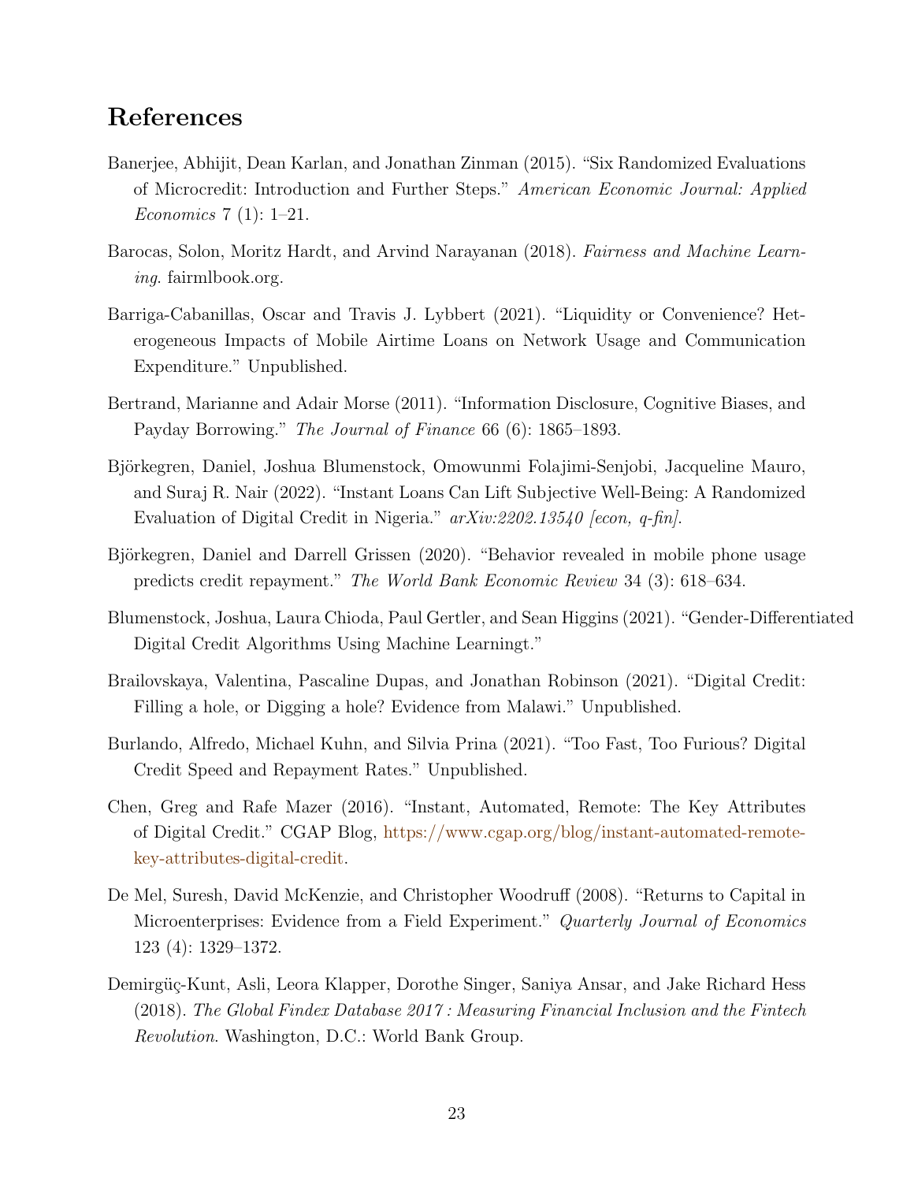## References

Banerjee, Abhijit, Dean Karlan, and Jonathan Zinman (2015). "Six Randomized Evaluations of Microcredit: Introduction and Further Steps." *American Economic Journal: Applied Economics* 7 (1): 1–21.

Barocas, Solon, Moritz Hardt, and Arvind Narayanan (2018). *Fairness and Machine Learning*. fairmlbook.org.

Barriga-Cabanillas, Oscar and Travis J. Lybbert (2021). "Liquidity or Convenience? Heterogeneous Impacts of Mobile Airtime Loans on Network Usage and Communication Expenditure." Unpublished.

Bertrand, Marianne and Adair Morse (2011). "Information Disclosure, Cognitive Biases, and Payday Borrowing." *The Journal of Finance* 66 (6): 1865–1893.

Björkegren, Daniel, Joshua Blumenstock, Omowunmi Folajimi-Senjobi, Jacqueline Mauro, and Suraj R. Nair (2022). "Instant Loans Can Lift Subjective Well-Being: A Randomized Evaluation of Digital Credit in Nigeria." *arXiv:2202.13540 [econ, q-fin]*.

Björkegren, Daniel and Darrell Grissen (2020). "Behavior revealed in mobile phone usage predicts credit repayment." *The World Bank Economic Review* 34 (3): 618–634.

Blumenstock, Joshua, Laura Chioda, Paul Gertler, and Sean Higgins (2021). "Gender-Differentiated Digital Credit Algorithms Using Machine Learningt."

Brailovskaya, Valentina, Pascaline Dupas, and Jonathan Robinson (2021). "Digital Credit: Filling a hole, or Digging a hole? Evidence from Malawi." Unpublished.

Burlando, Alfredo, Michael Kuhn, and Silvia Prina (2021). "Too Fast, Too Furious? Digital Credit Speed and Repayment Rates." Unpublished.

Chen, Greg and Rafe Mazer (2016). "Instant, Automated, Remote: The Key Attributes of Digital Credit." CGAP Blog, https://www.cgap.org/blog/instant-automated-remote-key-attributes-digital-credit.

De Mel, Suresh, David McKenzie, and Christopher Woodruff (2008). "Returns to Capital in Microenterprises: Evidence from a Field Experiment." *Quarterly Journal of Economics* 123 (4): 1329–1372.

Demirgüç-Kunt, Asli, Leora Klapper, Dorothe Singer, Saniya Ansar, and Jake Richard Hess (2018). *The Global Findex Database 2017 : Measuring Financial Inclusion and the Fintech Revolution*. Washington, D.C.: World Bank Group.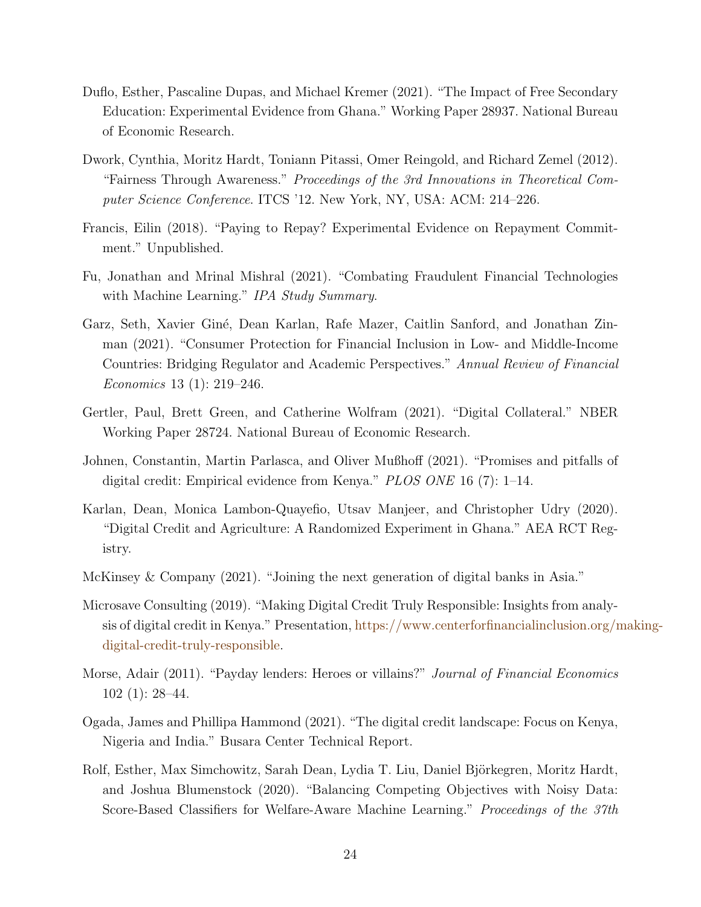Duflo, Esther, Pascaline Dupas, and Michael Kremer (2021). "The Impact of Free Secondary Education: Experimental Evidence from Ghana." Working Paper 28937. National Bureau of Economic Research.

Dwork, Cynthia, Moritz Hardt, Toniann Pitassi, Omer Reingold, and Richard Zemel (2012). "Fairness Through Awareness." *Proceedings of the 3rd Innovations in Theoretical Computer Science Conference*. ITCS '12. New York, NY, USA: ACM: 214–226.

Francis, Eilin (2018). "Paying to Repay? Experimental Evidence on Repayment Commitment." Unpublished.

Fu, Jonathan and Mrinal Mishral (2021). "Combating Fraudulent Financial Technologies with Machine Learning." *IPA Study Summary*.

Garz, Seth, Xavier Giné, Dean Karlan, Rafe Mazer, Caitlin Sanford, and Jonathan Zinman (2021). "Consumer Protection for Financial Inclusion in Low- and Middle-Income Countries: Bridging Regulator and Academic Perspectives." *Annual Review of Financial Economics* 13 (1): 219–246.

Gertler, Paul, Brett Green, and Catherine Wolfram (2021). "Digital Collateral." NBER Working Paper 28724. National Bureau of Economic Research.

Johnen, Constantin, Martin Parlasca, and Oliver Mußhoff (2021). "Promises and pitfalls of digital credit: Empirical evidence from Kenya." *PLOS ONE* 16 (7): 1–14.

Karlan, Dean, Monica Lambon-Quayefio, Utsav Manjeer, and Christopher Udry (2020). "Digital Credit and Agriculture: A Randomized Experiment in Ghana." AEA RCT Registry.

McKinsey & Company (2021). "Joining the next generation of digital banks in Asia."

Microsave Consulting (2019). "Making Digital Credit Truly Responsible: Insights from analysis of digital credit in Kenya." Presentation, https://www.centerforfinancialinclusion.org/making-digital-credit-truly-responsible.

Morse, Adair (2011). "Payday lenders: Heroes or villains?" *Journal of Financial Economics* 102 (1): 28–44.

Ogada, James and Phillipa Hammond (2021). "The digital credit landscape: Focus on Kenya, Nigeria and India." Busara Center Technical Report.

Rolf, Esther, Max Simchowitz, Sarah Dean, Lydia T. Liu, Daniel Björkegren, Moritz Hardt, and Joshua Blumenstock (2020). "Balancing Competing Objectives with Noisy Data: Score-Based Classifiers for Welfare-Aware Machine Learning." *Proceedings of the 37th*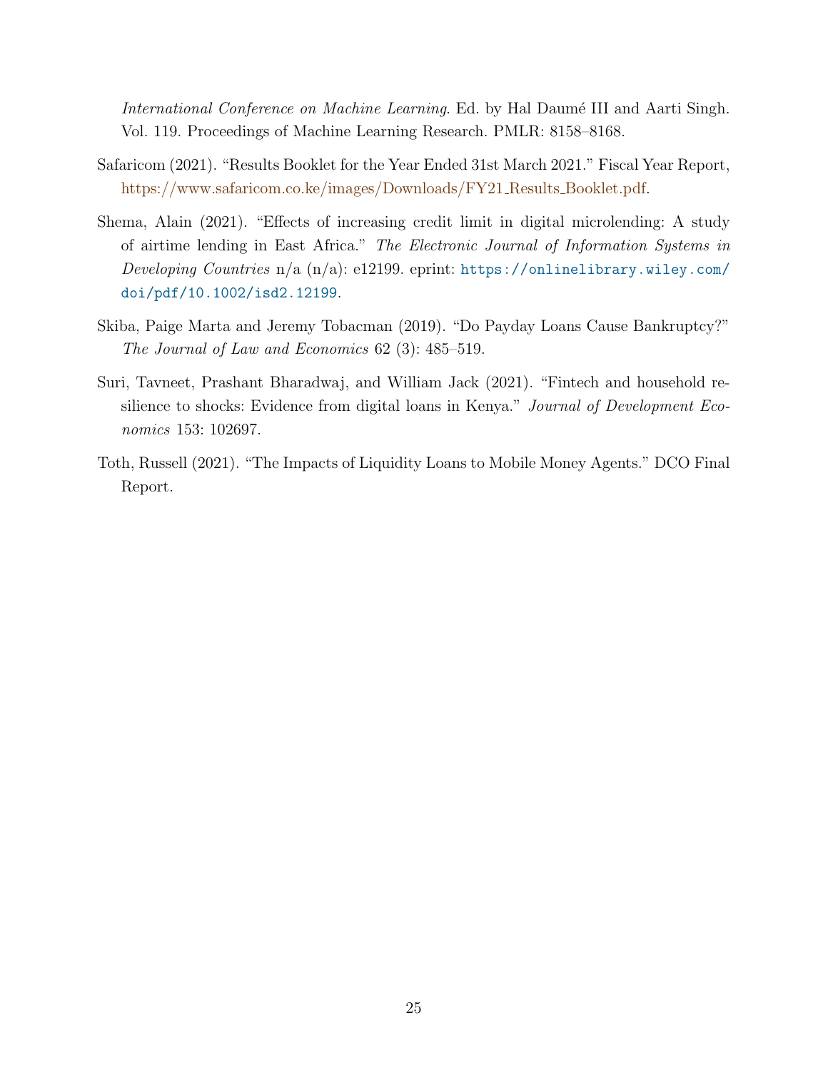*International Conference on Machine Learning*. Ed. by Hal Daumé III and Aarti Singh. Vol. 119. Proceedings of Machine Learning Research. PMLR: 8158–8168.

Safaricom (2021). "Results Booklet for the Year Ended 31st March 2021." Fiscal Year Report, https://www.safaricom.co.ke/images/Downloads/FY21_Results_Booklet.pdf.

Shema, Alain (2021). "Effects of increasing credit limit in digital microlending: A study of airtime lending in East Africa." *The Electronic Journal of Information Systems in Developing Countries* n/a (n/a): e12199. eprint: https://onlinelibrary.wiley.com/doi/pdf/10.1002/isd2.12199.

Skiba, Paige Marta and Jeremy Tobacman (2019). "Do Payday Loans Cause Bankruptcy?" *The Journal of Law and Economics* 62 (3): 485–519.

Suri, Tavneet, Prashant Bharadwaj, and William Jack (2021). "Fintech and household resilience to shocks: Evidence from digital loans in Kenya." *Journal of Development Economics* 153: 102697.

Toth, Russell (2021). "The Impacts of Liquidity Loans to Mobile Money Agents." DCO Final Report.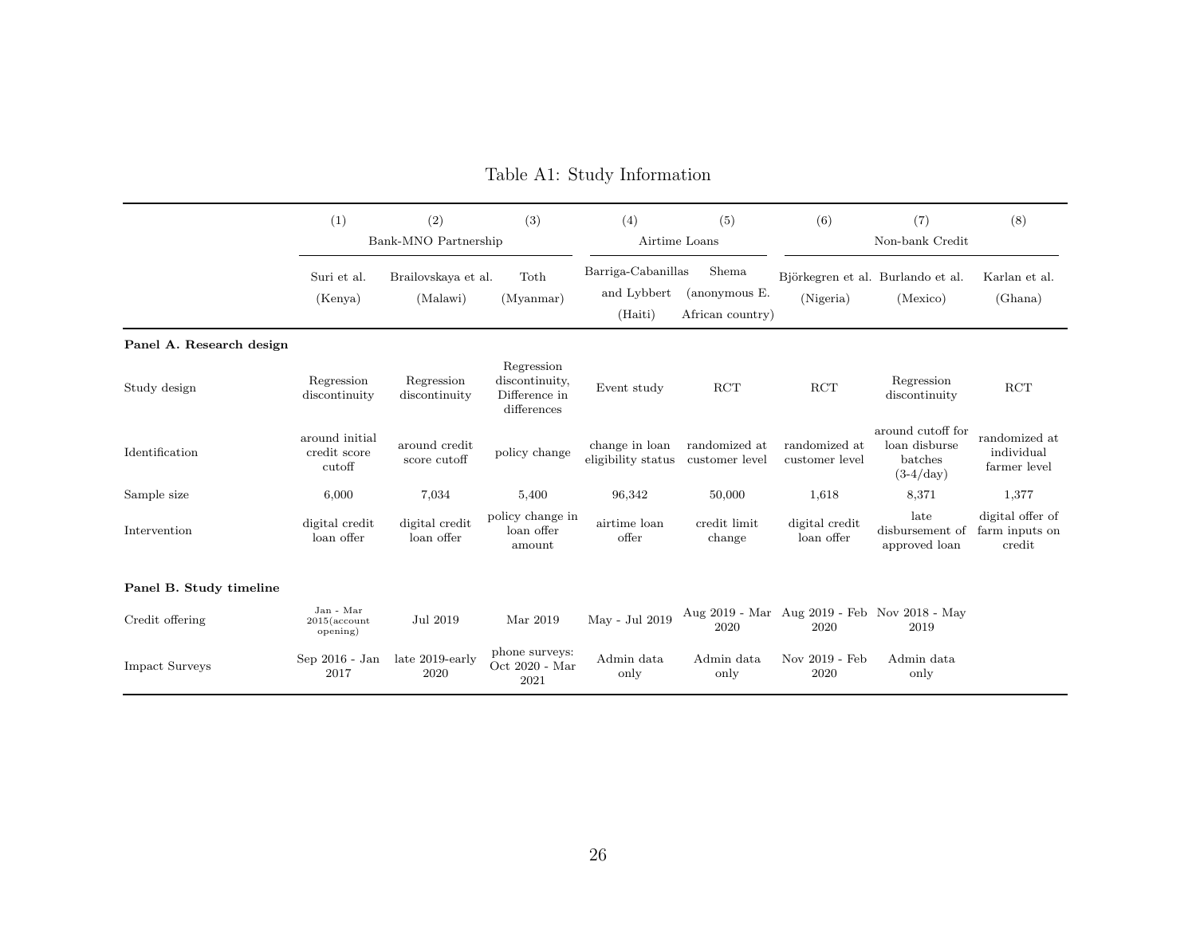Table A1: Study Information

| | (1) | (2) | (3) | (4) | (5) | (6) | (7) | (8) |
|---|---|---|---|---|---|---|---|---|
| | Bank-MNO Partnership | | | Airtime Loans | | Non-bank Credit | | |
| | Suri et al. (Kenya) | Brailovskaya et al. (Malawi) | Toth (Myanmar) | Barriga-Cabanillas and Lybbert (Haiti) | Shema (anonymous E. African country) | Björkegren et al. (Nigeria) | Burlando et al. (Mexico) | Karlan et al. (Ghana) |
| **Panel A. Research design** | | | | | | | | |
| Study design | Regression discontinuity | Regression discontinuity | Regression discontinuity, Difference in differences | Event study | RCT | RCT | Regression discontinuity | RCT |
| Identification | around initial credit score cutoff | around credit score cutoff | policy change | change in loan eligibility status | randomized at customer level | randomized at customer level | around cutoff for loan disburse batches (3-4/day) | randomized at individual farmer level |
| Sample size | 6,000 | 7,034 | 5,400 | 96,342 | 50,000 | 1,618 | 8,371 | 1,377 |
| Intervention | digital credit loan offer | digital credit loan offer | policy change in loan offer amount | airtime loan offer | credit limit change | digital credit loan offer | late disbursement of approved loan | digital offer of farm inputs on credit |
| **Panel B. Study timeline** | | | | | | | | |
| Credit offering | Jan - Mar 2015(account opening) | Jul 2019 | Mar 2019 | May - Jul 2019 | Aug 2019 - Mar 2020 | Aug 2019 - Feb 2020 | Nov 2018 - May 2019 | |
| Impact Surveys | Sep 2016 - Jan 2017 | late 2019-early 2020 | phone surveys: Oct 2020 - Mar 2021 | Admin data only | Admin data only | Nov 2019 - Feb 2020 | Admin data only | |